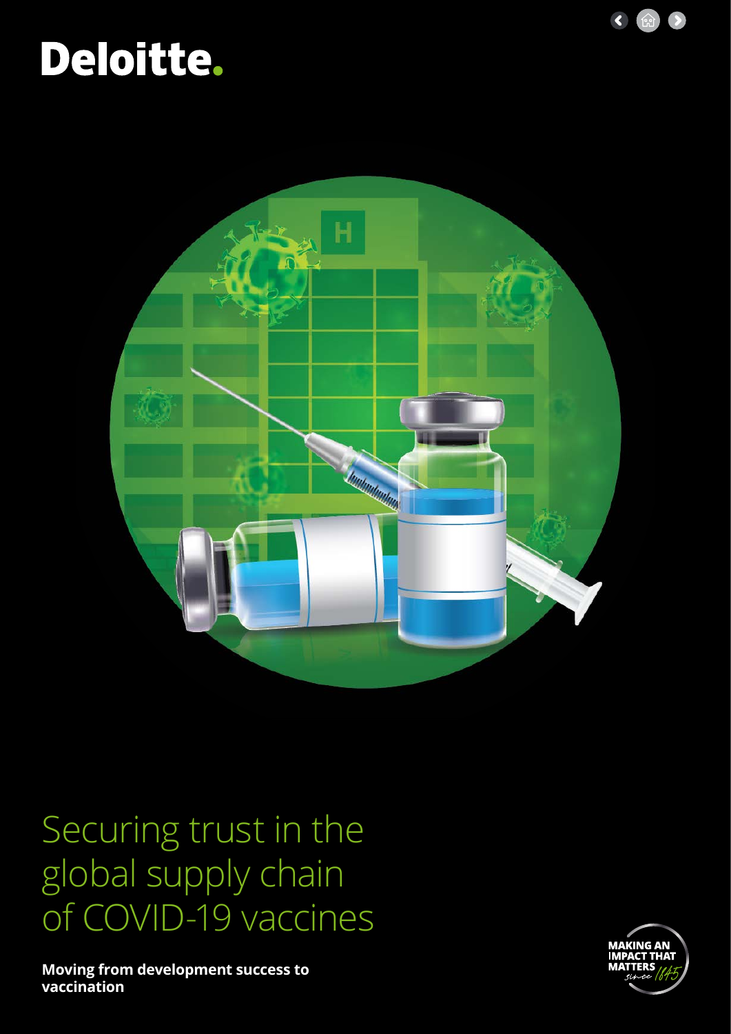Deloitte.

# Securing trust in the global supply chain of COVID-19 vaccines

**Moving from development success to vaccination**

MAKING AN IMPACT THAT MATTERS since 1845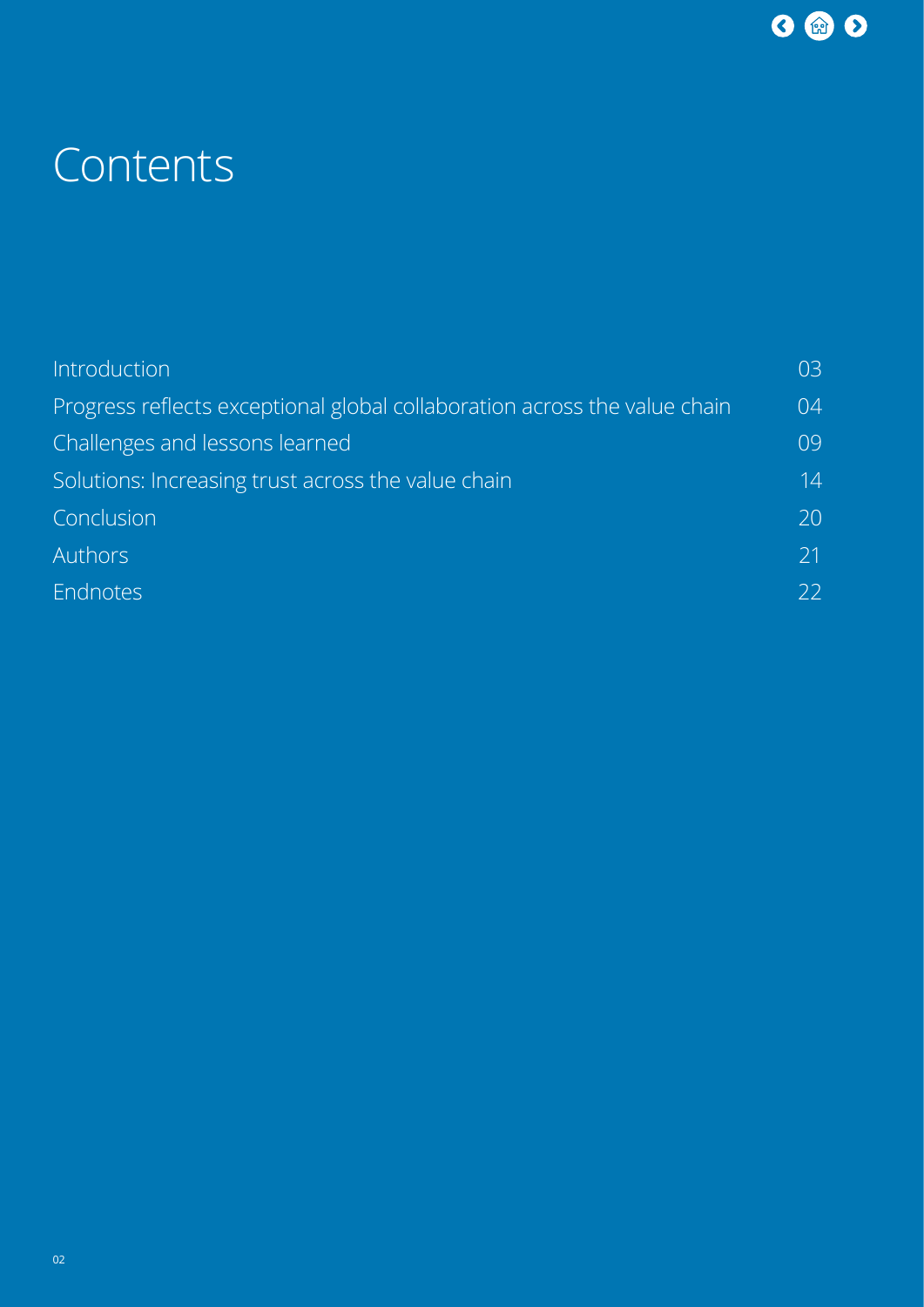# Contents

| | |
|---|---|
| Introduction | 03 |
| Progress reflects exceptional global collaboration across the value chain | 04 |
| Challenges and lessons learned | 09 |
| Solutions: Increasing trust across the value chain | 14 |
| Conclusion | 20 |
| Authors | 21 |
| Endnotes | 22 |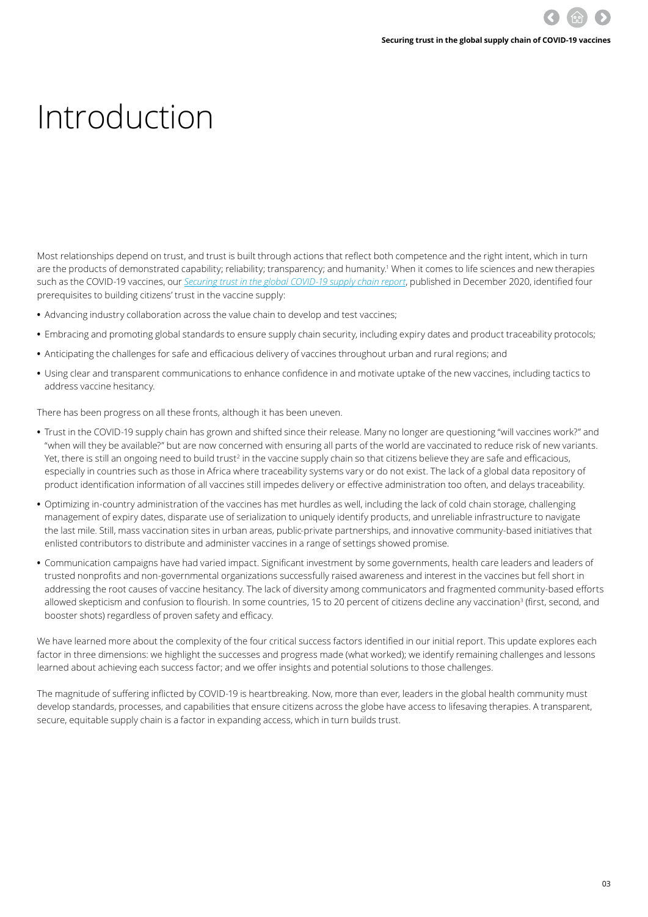# Introduction

Most relationships depend on trust, and trust is built through actions that reflect both competence and the right intent, which in turn are the products of demonstrated capability; reliability; transparency; and humanity.[1] When it comes to life sciences and new therapies such as the COVID-19 vaccines, our *Securing trust in the global COVID-19 supply chain report*, published in December 2020, identified four prerequisites to building citizens' trust in the vaccine supply:

- Advancing industry collaboration across the value chain to develop and test vaccines;
- Embracing and promoting global standards to ensure supply chain security, including expiry dates and product traceability protocols;
- Anticipating the challenges for safe and efficacious delivery of vaccines throughout urban and rural regions; and
- Using clear and transparent communications to enhance confidence in and motivate uptake of the new vaccines, including tactics to address vaccine hesitancy.

There has been progress on all these fronts, although it has been uneven.

- Trust in the COVID-19 supply chain has grown and shifted since their release. Many no longer are questioning "will vaccines work?" and "when will they be available?" but are now concerned with ensuring all parts of the world are vaccinated to reduce risk of new variants. Yet, there is still an ongoing need to build trust[2] in the vaccine supply chain so that citizens believe they are safe and efficacious, especially in countries such as those in Africa where traceability systems vary or do not exist. The lack of a global data repository of product identification information of all vaccines still impedes delivery or effective administration too often, and delays traceability.
- Optimizing in-country administration of the vaccines has met hurdles as well, including the lack of cold chain storage, challenging management of expiry dates, disparate use of serialization to uniquely identify products, and unreliable infrastructure to navigate the last mile. Still, mass vaccination sites in urban areas, public-private partnerships, and innovative community-based initiatives that enlisted contributors to distribute and administer vaccines in a range of settings showed promise.
- Communication campaigns have had varied impact. Significant investment by some governments, health care leaders and leaders of trusted nonprofits and non-governmental organizations successfully raised awareness and interest in the vaccines but fell short in addressing the root causes of vaccine hesitancy. The lack of diversity among communicators and fragmented community-based efforts allowed skepticism and confusion to flourish. In some countries, 15 to 20 percent of citizens decline any vaccination[3] (first, second, and booster shots) regardless of proven safety and efficacy.

We have learned more about the complexity of the four critical success factors identified in our initial report. This update explores each factor in three dimensions: we highlight the successes and progress made (what worked); we identify remaining challenges and lessons learned about achieving each success factor; and we offer insights and potential solutions to those challenges.

The magnitude of suffering inflicted by COVID-19 is heartbreaking. Now, more than ever, leaders in the global health community must develop standards, processes, and capabilities that ensure citizens across the globe have access to lifesaving therapies. A transparent, secure, equitable supply chain is a factor in expanding access, which in turn builds trust.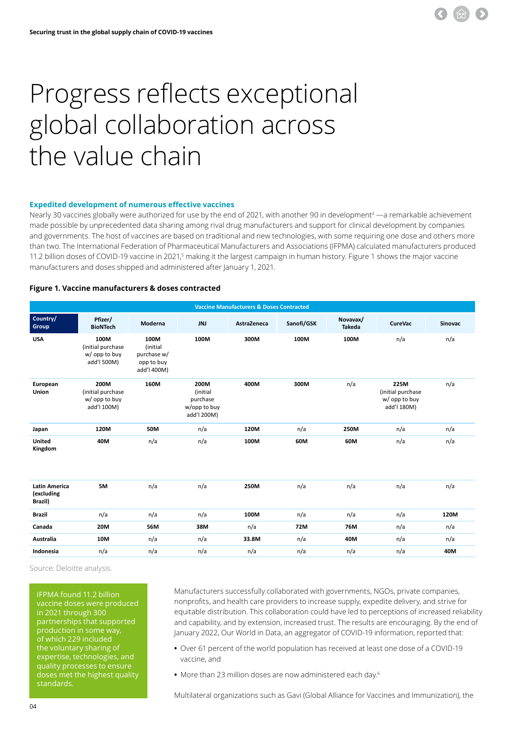# Progress reflects exceptional global collaboration across the value chain

### Expedited development of numerous effective vaccines

Nearly 30 vaccines globally were authorized for use by the end of 2021, with another 90 in development[4] —a remarkable achievement made possible by unprecedented data sharing among rival drug manufacturers and support for clinical development by companies and governments. The host of vaccines are based on traditional and new technologies, with some requiring one dose and others more than two. The International Federation of Pharmaceutical Manufacturers and Associations (IFPMA) calculated manufacturers produced 11.2 billion doses of COVID-19 vaccine in 2021,[5] making it the largest campaign in human history. Figure 1 shows the major vaccine manufacturers and doses shipped and administered after January 1, 2021.

**Figure 1. Vaccine manufacturers & doses contracted**

| Vaccine Manufacturers & Doses Contracted | | | | | | | | |
|---|---|---|---|---|---|---|---|---|
| **Country/ Group** | **Pfizer/ BioNTech** | **Moderna** | **JNJ** | **AstraZeneca** | **Sanofi/GSK** | **Novavax/ Takeda** | **CureVac** | **Sinovac** |
| **USA** | **100M** (initial purchase w/ opp to buy add'l 500M) | **100M** (initial purchase w/ opp to buy add'l 400M) | **100M** | **300M** | **100M** | **100M** | n/a | n/a |
| **European Union** | **200M** (initial purchase w/ opp to buy add'l 100M) | **160M** | **200M** (initial purchase w/opp to buy add'l 200M) | **400M** | **300M** | n/a | **225M** (initial purchase w/ opp to buy add'l 180M) | n/a |
| **Japan** | **120M** | **50M** | n/a | **120M** | n/a | **250M** | n/a | n/a |
| **United Kingdom** | **40M** | n/a | n/a | **100M** | **60M** | **60M** | n/a | n/a |
| **Latin America (excluding Brazil)** | **5M** | n/a | n/a | **250M** | n/a | n/a | n/a | n/a |
| **Brazil** | n/a | n/a | n/a | **100M** | n/a | n/a | n/a | **120M** |
| **Canada** | **20M** | **56M** | **38M** | n/a | **72M** | **76M** | n/a | n/a |
| **Australia** | **10M** | n/a | n/a | **33.8M** | n/a | **40M** | n/a | n/a |
| **Indonesia** | n/a | n/a | n/a | n/a | n/a | n/a | n/a | **40M** |

Source: Deloitte analysis.

IFPMA found 11.2 billion vaccine doses were produced in 2021 through 300 partnerships that supported production in some way, of which 229 included the voluntary sharing of expertise, technologies, and quality processes to ensure doses met the highest quality standards.

Manufacturers successfully collaborated with governments, NGOs, private companies, nonprofits, and health care providers to increase supply, expedite delivery, and strive for equitable distribution. This collaboration could have led to perceptions of increased reliability and capability, and by extension, increased trust. The results are encouraging. By the end of January 2022, Our World in Data, an aggregator of COVID-19 information, reported that:

- Over 61 percent of the world population has received at least one dose of a COVID-19 vaccine, and
- More than 23 million doses are now administered each day.[6]

Multilateral organizations such as Gavi (Global Alliance for Vaccines and Immunization), the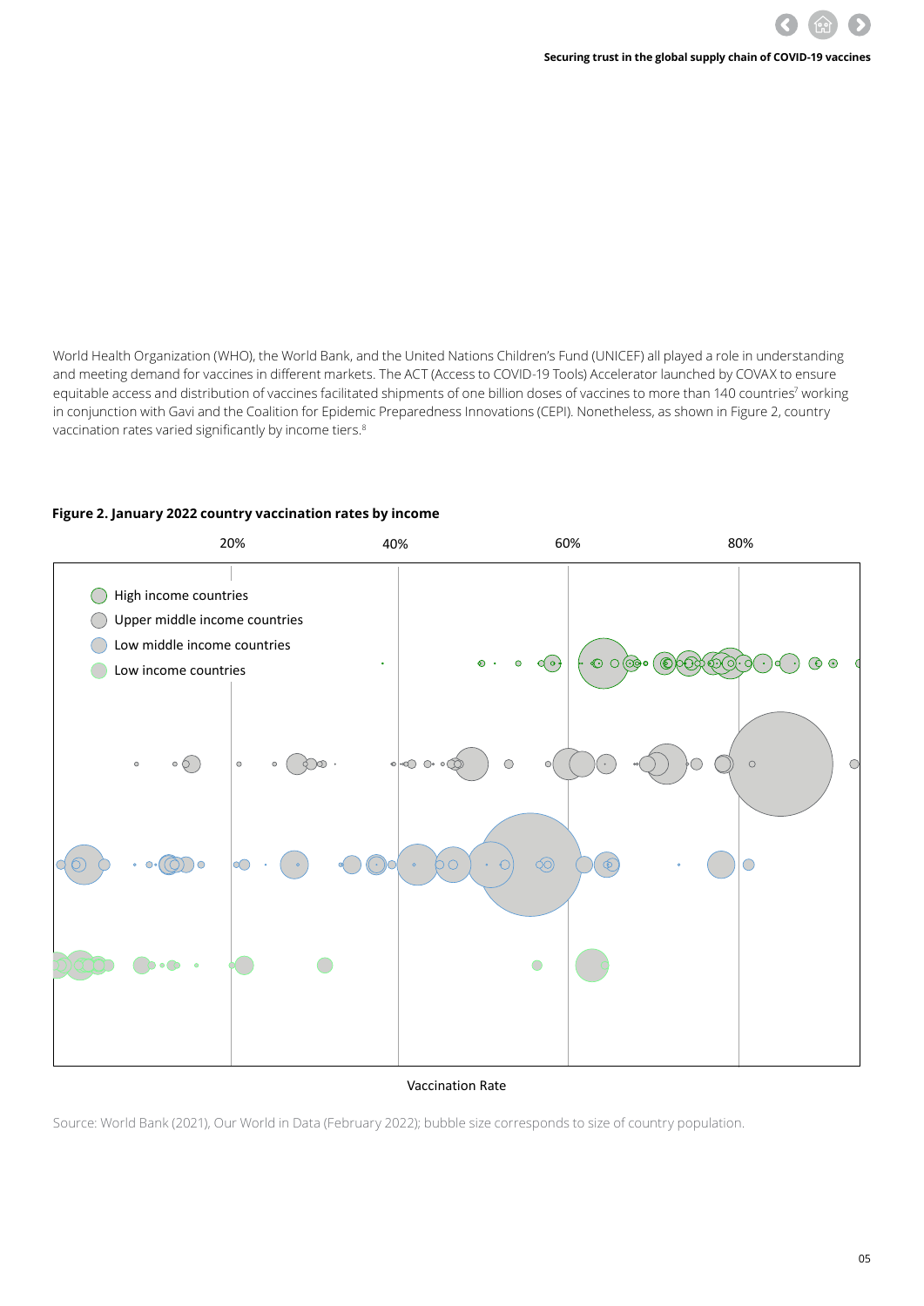World Health Organization (WHO), the World Bank, and the United Nations Children's Fund (UNICEF) all played a role in understanding and meeting demand for vaccines in different markets. The ACT (Access to COVID-19 Tools) Accelerator launched by COVAX to ensure equitable access and distribution of vaccines facilitated shipments of one billion doses of vaccines to more than 140 countries[7] working in conjunction with Gavi and the Coalition for Epidemic Preparedness Innovations (CEPI). Nonetheless, as shown in Figure 2, country vaccination rates varied significantly by income tiers.[8]

**Figure 2. January 2022 country vaccination rates by income**

20% 40% 60% 80%

High income countries
Upper middle income countries
Low middle income countries
Low income countries

Vaccination Rate

Source: World Bank (2021), Our World in Data (February 2022); bubble size corresponds to size of country population.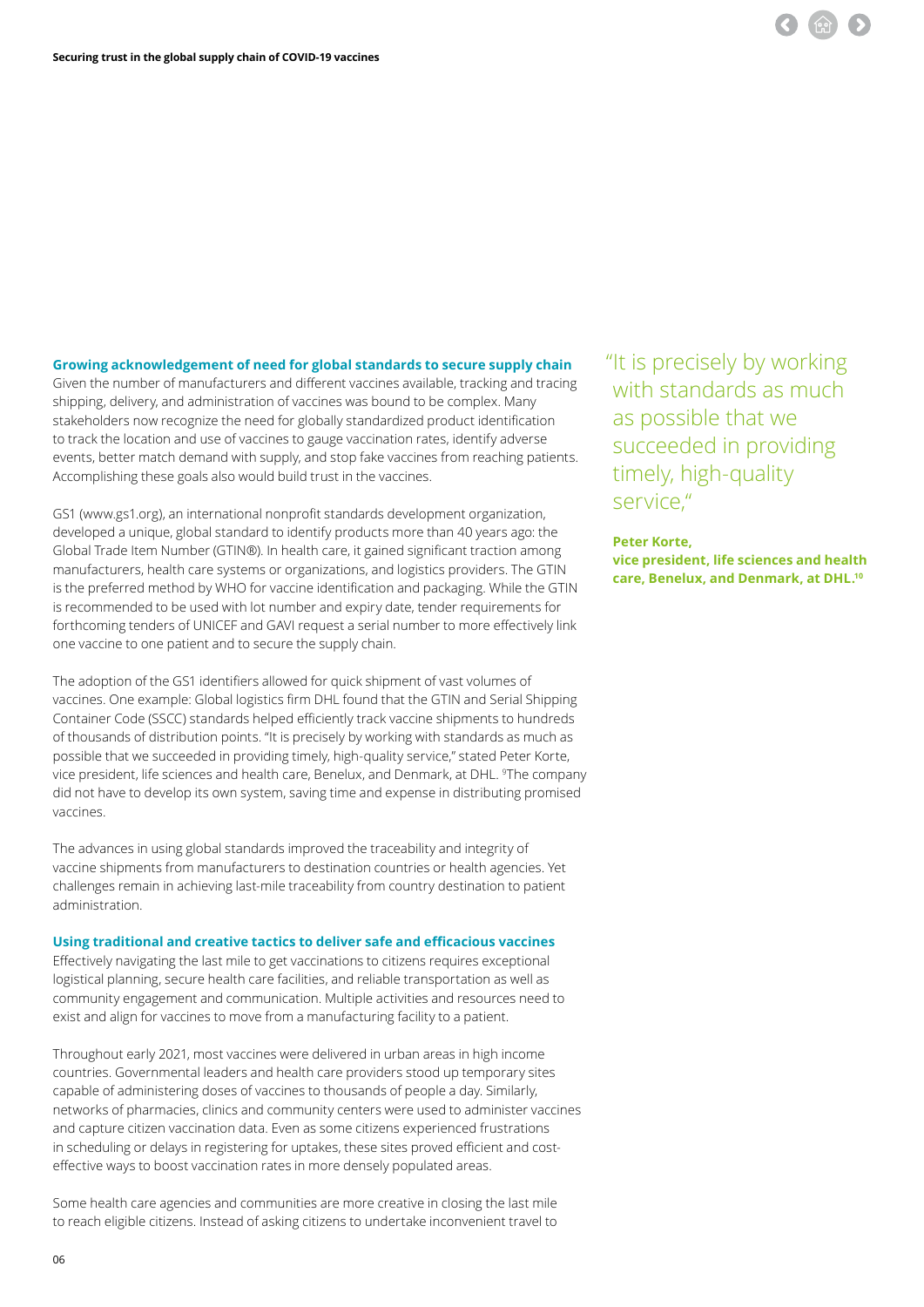## Growing acknowledgement of need for global standards to secure supply chain

Given the number of manufacturers and different vaccines available, tracking and tracing shipping, delivery, and administration of vaccines was bound to be complex. Many stakeholders now recognize the need for globally standardized product identification to track the location and use of vaccines to gauge vaccination rates, identify adverse events, better match demand with supply, and stop fake vaccines from reaching patients. Accomplishing these goals also would build trust in the vaccines.

GS1 (www.gs1.org), an international nonprofit standards development organization, developed a unique, global standard to identify products more than 40 years ago: the Global Trade Item Number (GTIN®). In health care, it gained significant traction among manufacturers, health care systems or organizations, and logistics providers. The GTIN is the preferred method by WHO for vaccine identification and packaging. While the GTIN is recommended to be used with lot number and expiry date, tender requirements for forthcoming tenders of UNICEF and GAVI request a serial number to more effectively link one vaccine to one patient and to secure the supply chain.

The adoption of the GS1 identifiers allowed for quick shipment of vast volumes of vaccines. One example: Global logistics firm DHL found that the GTIN and Serial Shipping Container Code (SSCC) standards helped efficiently track vaccine shipments to hundreds of thousands of distribution points. "It is precisely by working with standards as much as possible that we succeeded in providing timely, high-quality service," stated Peter Korte, vice president, life sciences and health care, Benelux, and Denmark, at DHL. [9]The company did not have to develop its own system, saving time and expense in distributing promised vaccines.

The advances in using global standards improved the traceability and integrity of vaccine shipments from manufacturers to destination countries or health agencies. Yet challenges remain in achieving last-mile traceability from country destination to patient administration.

> "It is precisely by working with standards as much as possible that we succeeded in providing timely, high-quality service,"
>
> **Peter Korte, vice president, life sciences and health care, Benelux, and Denmark, at DHL.[10]**

## Using traditional and creative tactics to deliver safe and efficacious vaccines

Effectively navigating the last mile to get vaccinations to citizens requires exceptional logistical planning, secure health care facilities, and reliable transportation as well as community engagement and communication. Multiple activities and resources need to exist and align for vaccines to move from a manufacturing facility to a patient.

Throughout early 2021, most vaccines were delivered in urban areas in high income countries. Governmental leaders and health care providers stood up temporary sites capable of administering doses of vaccines to thousands of people a day. Similarly, networks of pharmacies, clinics and community centers were used to administer vaccines and capture citizen vaccination data. Even as some citizens experienced frustrations in scheduling or delays in registering for uptakes, these sites proved efficient and cost-effective ways to boost vaccination rates in more densely populated areas.

Some health care agencies and communities are more creative in closing the last mile to reach eligible citizens. Instead of asking citizens to undertake inconvenient travel to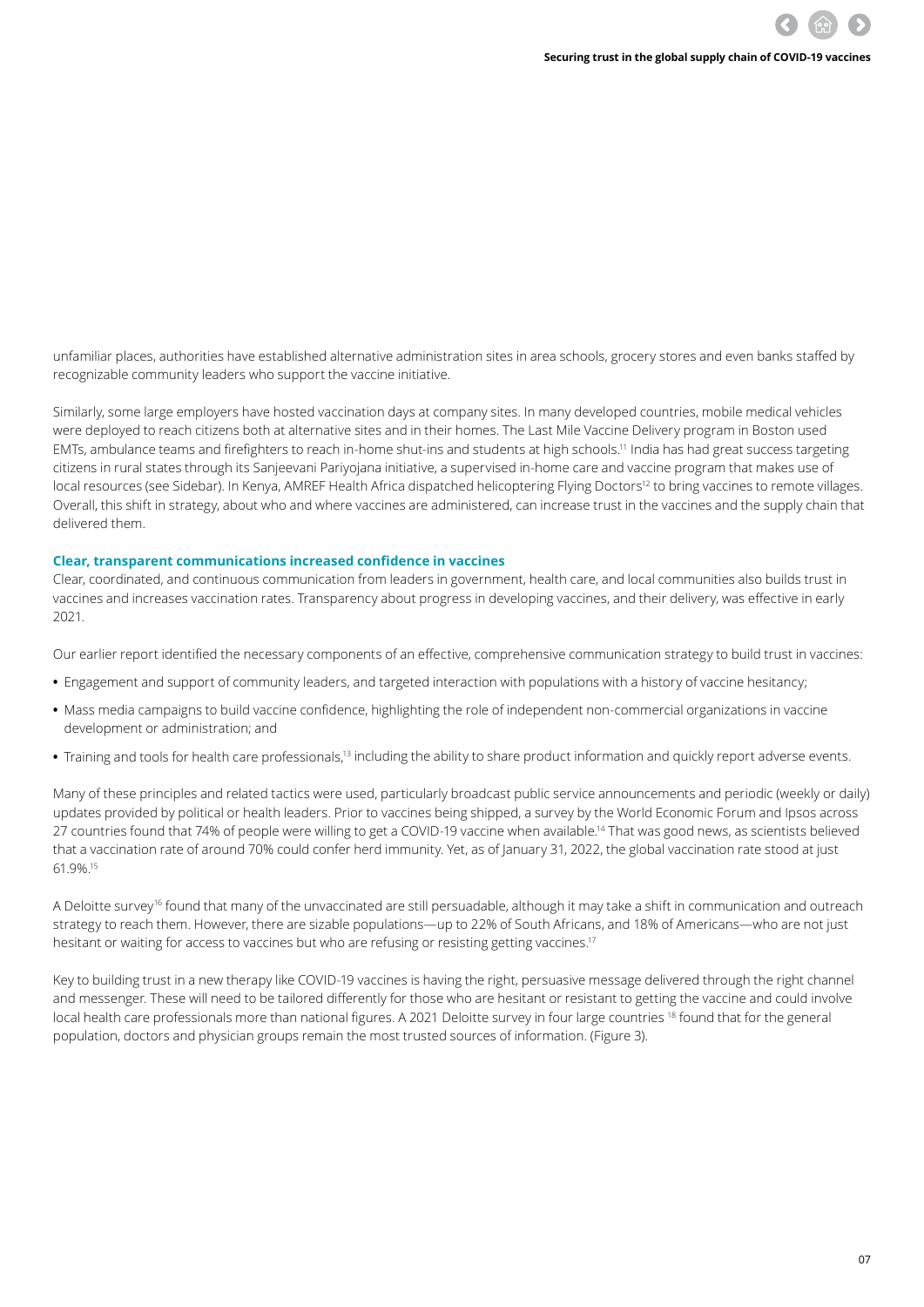unfamiliar places, authorities have established alternative administration sites in area schools, grocery stores and even banks staffed by recognizable community leaders who support the vaccine initiative.

Similarly, some large employers have hosted vaccination days at company sites. In many developed countries, mobile medical vehicles were deployed to reach citizens both at alternative sites and in their homes. The Last Mile Vaccine Delivery program in Boston used EMTs, ambulance teams and firefighters to reach in-home shut-ins and students at high schools.[11] India has had great success targeting citizens in rural states through its Sanjeevani Pariyojana initiative, a supervised in-home care and vaccine program that makes use of local resources (see Sidebar). In Kenya, AMREF Health Africa dispatched helicoptering Flying Doctors[12] to bring vaccines to remote villages. Overall, this shift in strategy, about who and where vaccines are administered, can increase trust in the vaccines and the supply chain that delivered them.

### Clear, transparent communications increased confidence in vaccines

Clear, coordinated, and continuous communication from leaders in government, health care, and local communities also builds trust in vaccines and increases vaccination rates. Transparency about progress in developing vaccines, and their delivery, was effective in early 2021.

Our earlier report identified the necessary components of an effective, comprehensive communication strategy to build trust in vaccines:

- Engagement and support of community leaders, and targeted interaction with populations with a history of vaccine hesitancy;
- Mass media campaigns to build vaccine confidence, highlighting the role of independent non-commercial organizations in vaccine development or administration; and
- Training and tools for health care professionals,[13] including the ability to share product information and quickly report adverse events.

Many of these principles and related tactics were used, particularly broadcast public service announcements and periodic (weekly or daily) updates provided by political or health leaders. Prior to vaccines being shipped, a survey by the World Economic Forum and Ipsos across 27 countries found that 74% of people were willing to get a COVID-19 vaccine when available.[14] That was good news, as scientists believed that a vaccination rate of around 70% could confer herd immunity. Yet, as of January 31, 2022, the global vaccination rate stood at just 61.9%.[15]

A Deloitte survey[16] found that many of the unvaccinated are still persuadable, although it may take a shift in communication and outreach strategy to reach them. However, there are sizable populations—up to 22% of South Africans, and 18% of Americans—who are not just hesitant or waiting for access to vaccines but who are refusing or resisting getting vaccines.[17]

Key to building trust in a new therapy like COVID-19 vaccines is having the right, persuasive message delivered through the right channel and messenger. These will need to be tailored differently for those who are hesitant or resistant to getting the vaccine and could involve local health care professionals more than national figures. A 2021 Deloitte survey in four large countries [18] found that for the general population, doctors and physician groups remain the most trusted sources of information. (Figure 3).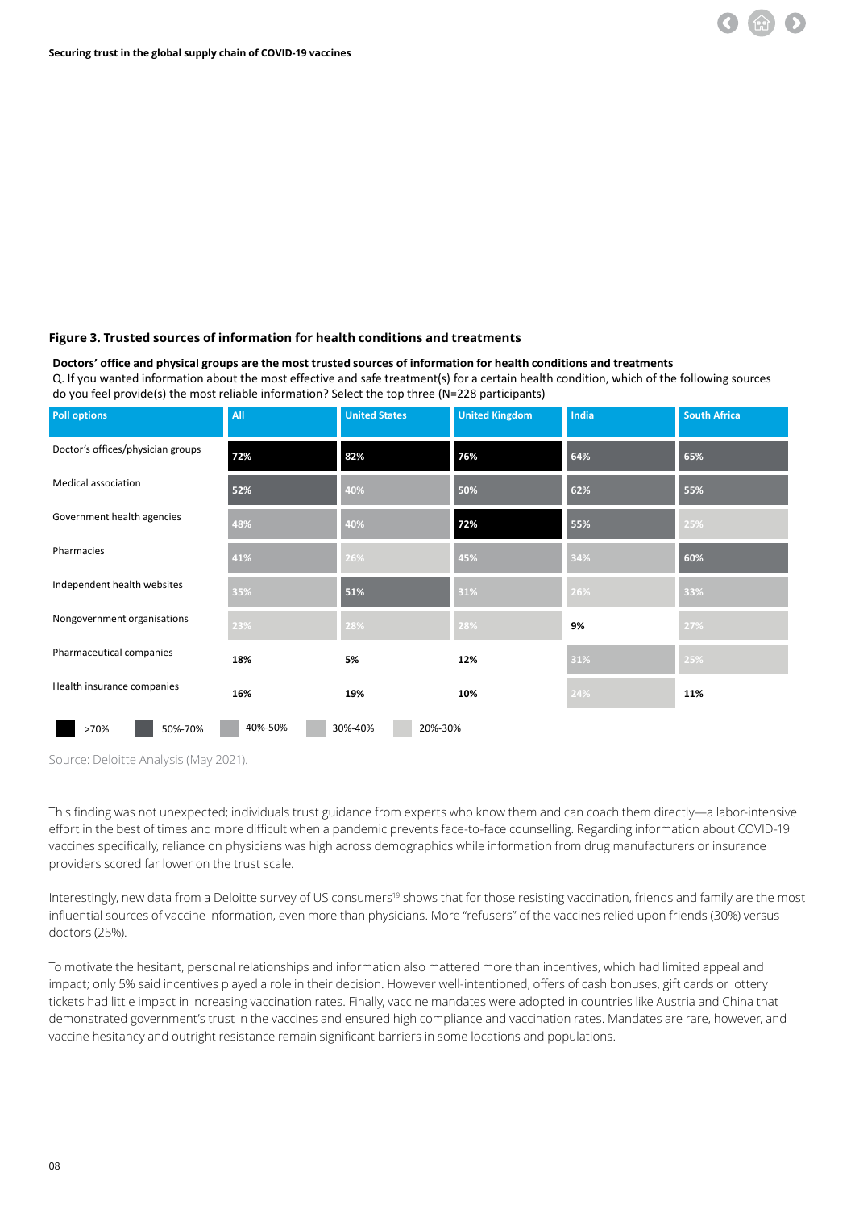**Figure 3. Trusted sources of information for health conditions and treatments**

**Doctors' office and physical groups are the most trusted sources of information for health conditions and treatments**

Q. If you wanted information about the most effective and safe treatment(s) for a certain health condition, which of the following sources do you feel provide(s) the most reliable information? Select the top three (N=228 participants)

| Poll options | All | United States | United Kingdom | India | South Africa |
|---|---|---|---|---|---|
| Doctor's offices/physician groups | 72% | 82% | 76% | 64% | 65% |
| Medical association | 52% | 40% | 50% | 62% | 55% |
| Government health agencies | 48% | 40% | 72% | 55% | 25% |
| Pharmacies | 41% | 26% | 45% | 34% | 60% |
| Independent health websites | 35% | 51% | 31% | 26% | 33% |
| Nongovernment organisations | 23% | 28% | 28% | 9% | 27% |
| Pharmaceutical companies | 18% | 5% | 12% | 31% | 25% |
| Health insurance companies | 16% | 19% | 10% | 24% | 11% |

>70% | 50%-70% | 40%-50% | 30%-40% | 20%-30%

Source: Deloitte Analysis (May 2021).

This finding was not unexpected; individuals trust guidance from experts who know them and can coach them directly—a labor-intensive effort in the best of times and more difficult when a pandemic prevents face-to-face counselling. Regarding information about COVID-19 vaccines specifically, reliance on physicians was high across demographics while information from drug manufacturers or insurance providers scored far lower on the trust scale.

Interestingly, new data from a Deloitte survey of US consumers[19] shows that for those resisting vaccination, friends and family are the most influential sources of vaccine information, even more than physicians. More "refusers" of the vaccines relied upon friends (30%) versus doctors (25%).

To motivate the hesitant, personal relationships and information also mattered more than incentives, which had limited appeal and impact; only 5% said incentives played a role in their decision. However well-intentioned, offers of cash bonuses, gift cards or lottery tickets had little impact in increasing vaccination rates. Finally, vaccine mandates were adopted in countries like Austria and China that demonstrated government's trust in the vaccines and ensured high compliance and vaccination rates. Mandates are rare, however, and vaccine hesitancy and outright resistance remain significant barriers in some locations and populations.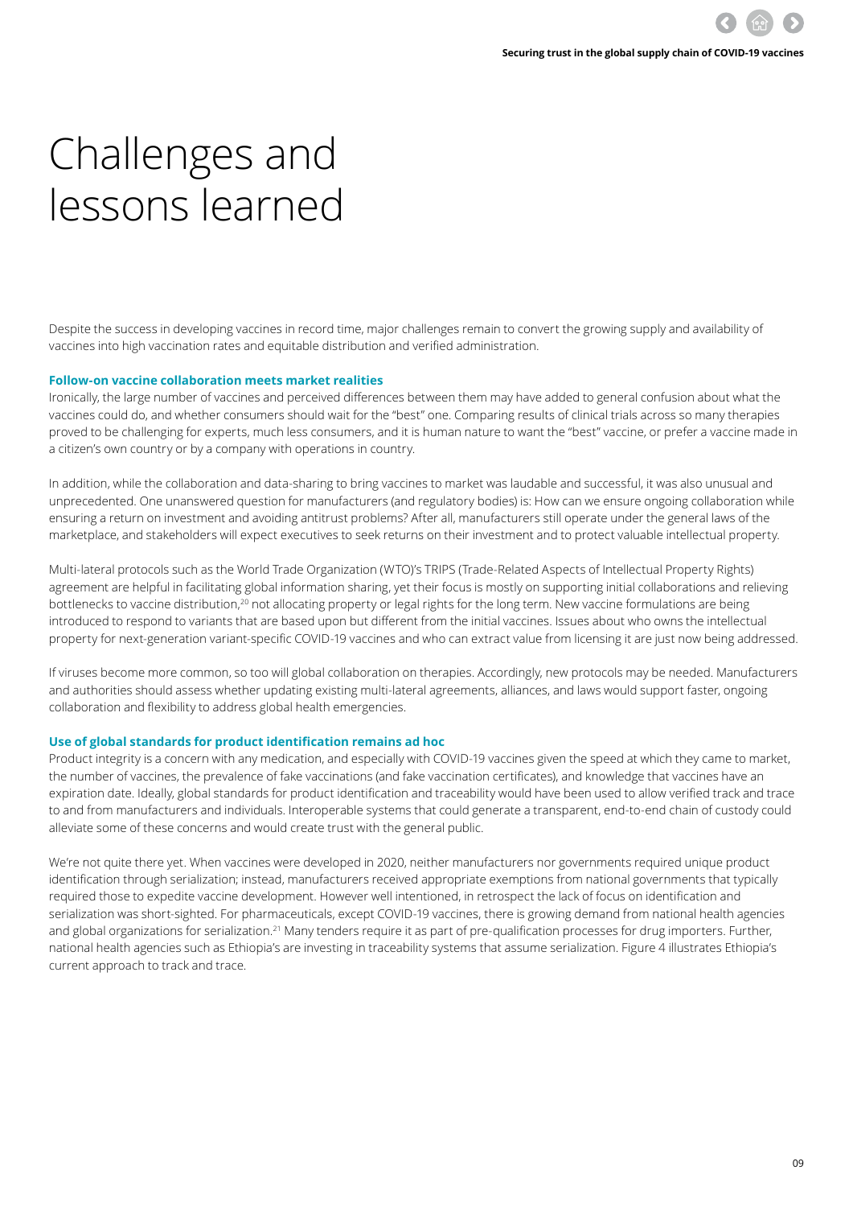# Challenges and lessons learned

Despite the success in developing vaccines in record time, major challenges remain to convert the growing supply and availability of vaccines into high vaccination rates and equitable distribution and verified administration.

### Follow-on vaccine collaboration meets market realities

Ironically, the large number of vaccines and perceived differences between them may have added to general confusion about what the vaccines could do, and whether consumers should wait for the "best" one. Comparing results of clinical trials across so many therapies proved to be challenging for experts, much less consumers, and it is human nature to want the "best" vaccine, or prefer a vaccine made in a citizen's own country or by a company with operations in country.

In addition, while the collaboration and data-sharing to bring vaccines to market was laudable and successful, it was also unusual and unprecedented. One unanswered question for manufacturers (and regulatory bodies) is: How can we ensure ongoing collaboration while ensuring a return on investment and avoiding antitrust problems? After all, manufacturers still operate under the general laws of the marketplace, and stakeholders will expect executives to seek returns on their investment and to protect valuable intellectual property.

Multi-lateral protocols such as the World Trade Organization (WTO)'s TRIPS (Trade-Related Aspects of Intellectual Property Rights) agreement are helpful in facilitating global information sharing, yet their focus is mostly on supporting initial collaborations and relieving bottlenecks to vaccine distribution,[20] not allocating property or legal rights for the long term. New vaccine formulations are being introduced to respond to variants that are based upon but different from the initial vaccines. Issues about who owns the intellectual property for next-generation variant-specific COVID-19 vaccines and who can extract value from licensing it are just now being addressed.

If viruses become more common, so too will global collaboration on therapies. Accordingly, new protocols may be needed. Manufacturers and authorities should assess whether updating existing multi-lateral agreements, alliances, and laws would support faster, ongoing collaboration and flexibility to address global health emergencies.

### Use of global standards for product identification remains ad hoc

Product integrity is a concern with any medication, and especially with COVID-19 vaccines given the speed at which they came to market, the number of vaccines, the prevalence of fake vaccinations (and fake vaccination certificates), and knowledge that vaccines have an expiration date. Ideally, global standards for product identification and traceability would have been used to allow verified track and trace to and from manufacturers and individuals. Interoperable systems that could generate a transparent, end-to-end chain of custody could alleviate some of these concerns and would create trust with the general public.

We're not quite there yet. When vaccines were developed in 2020, neither manufacturers nor governments required unique product identification through serialization; instead, manufacturers received appropriate exemptions from national governments that typically required those to expedite vaccine development. However well intentioned, in retrospect the lack of focus on identification and serialization was short-sighted. For pharmaceuticals, except COVID-19 vaccines, there is growing demand from national health agencies and global organizations for serialization.[21] Many tenders require it as part of pre-qualification processes for drug importers. Further, national health agencies such as Ethiopia's are investing in traceability systems that assume serialization. Figure 4 illustrates Ethiopia's current approach to track and trace.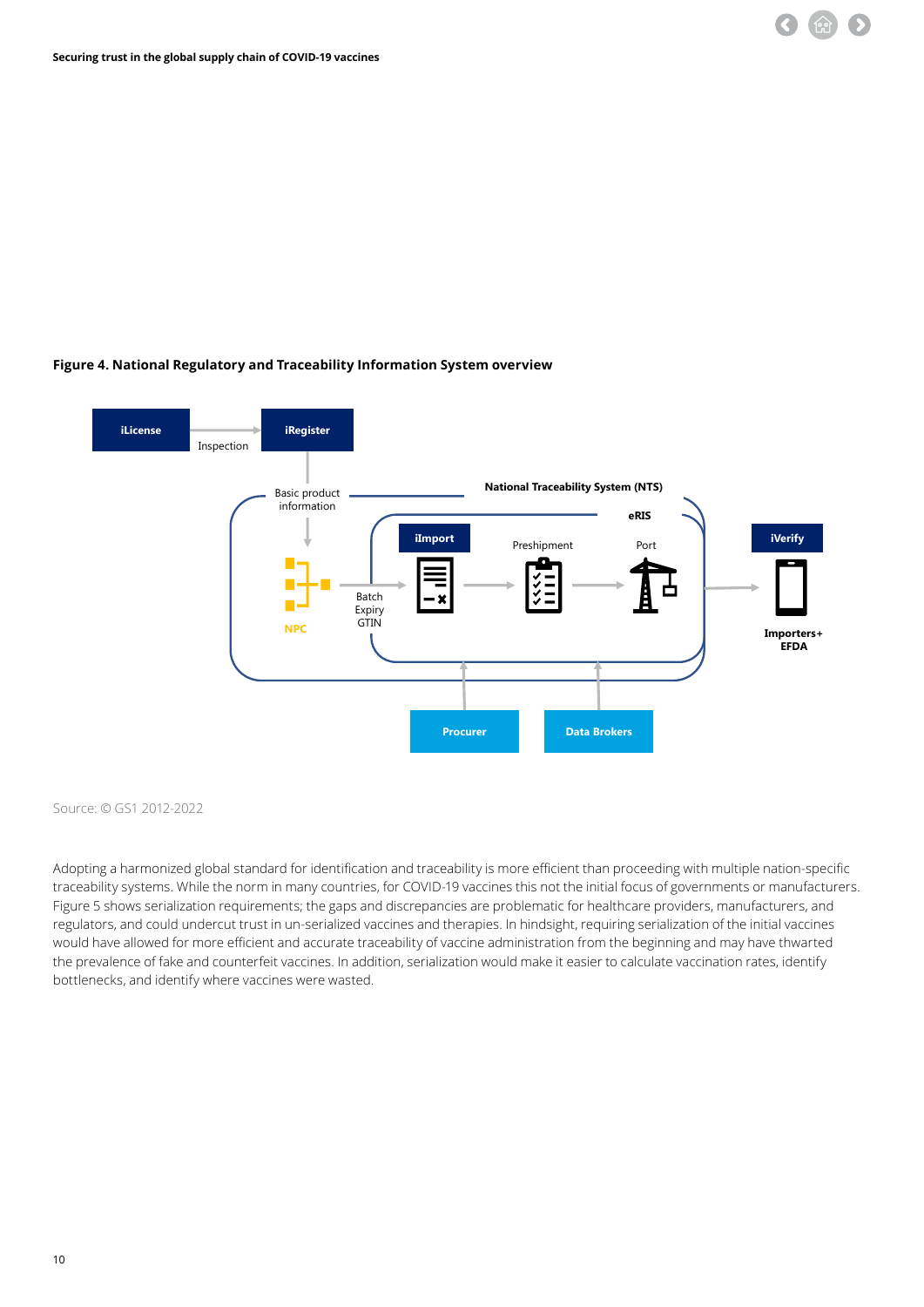**Figure 4. National Regulatory and Traceability Information System overview**

Source: © GS1 2012-2022

Adopting a harmonized global standard for identification and traceability is more efficient than proceeding with multiple nation-specific traceability systems. While the norm in many countries, for COVID-19 vaccines this not the initial focus of governments or manufacturers. Figure 5 shows serialization requirements; the gaps and discrepancies are problematic for healthcare providers, manufacturers, and regulators, and could undercut trust in un-serialized vaccines and therapies. In hindsight, requiring serialization of the initial vaccines would have allowed for more efficient and accurate traceability of vaccine administration from the beginning and may have thwarted the prevalence of fake and counterfeit vaccines. In addition, serialization would make it easier to calculate vaccination rates, identify bottlenecks, and identify where vaccines were wasted.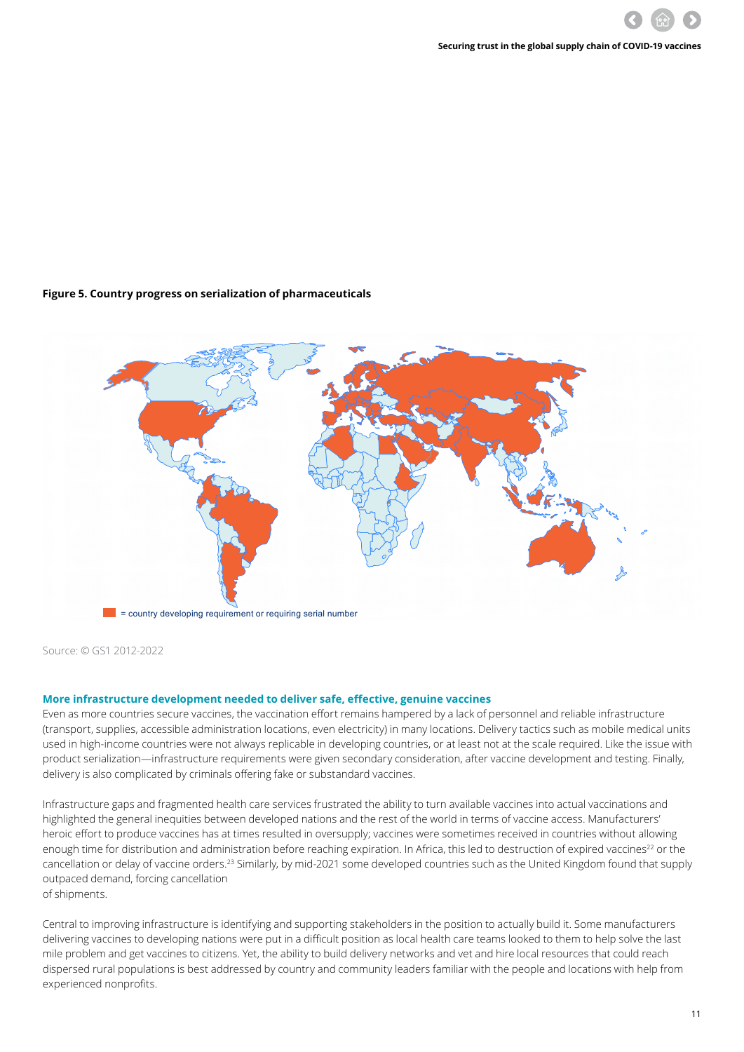**Figure 5. Country progress on serialization of pharmaceuticals**

= country developing requirement or requiring serial number

Source: © GS1 2012-2022

### More infrastructure development needed to deliver safe, effective, genuine vaccines

Even as more countries secure vaccines, the vaccination effort remains hampered by a lack of personnel and reliable infrastructure (transport, supplies, accessible administration locations, even electricity) in many locations. Delivery tactics such as mobile medical units used in high-income countries were not always replicable in developing countries, or at least not at the scale required. Like the issue with product serialization—infrastructure requirements were given secondary consideration, after vaccine development and testing. Finally, delivery is also complicated by criminals offering fake or substandard vaccines.

Infrastructure gaps and fragmented health care services frustrated the ability to turn available vaccines into actual vaccinations and highlighted the general inequities between developed nations and the rest of the world in terms of vaccine access. Manufacturers' heroic effort to produce vaccines has at times resulted in oversupply; vaccines were sometimes received in countries without allowing enough time for distribution and administration before reaching expiration. In Africa, this led to destruction of expired vaccines[22] or the cancellation or delay of vaccine orders.[23] Similarly, by mid-2021 some developed countries such as the United Kingdom found that supply outpaced demand, forcing cancellation of shipments.

Central to improving infrastructure is identifying and supporting stakeholders in the position to actually build it. Some manufacturers delivering vaccines to developing nations were put in a difficult position as local health care teams looked to them to help solve the last mile problem and get vaccines to citizens. Yet, the ability to build delivery networks and vet and hire local resources that could reach dispersed rural populations is best addressed by country and community leaders familiar with the people and locations with help from experienced nonprofits.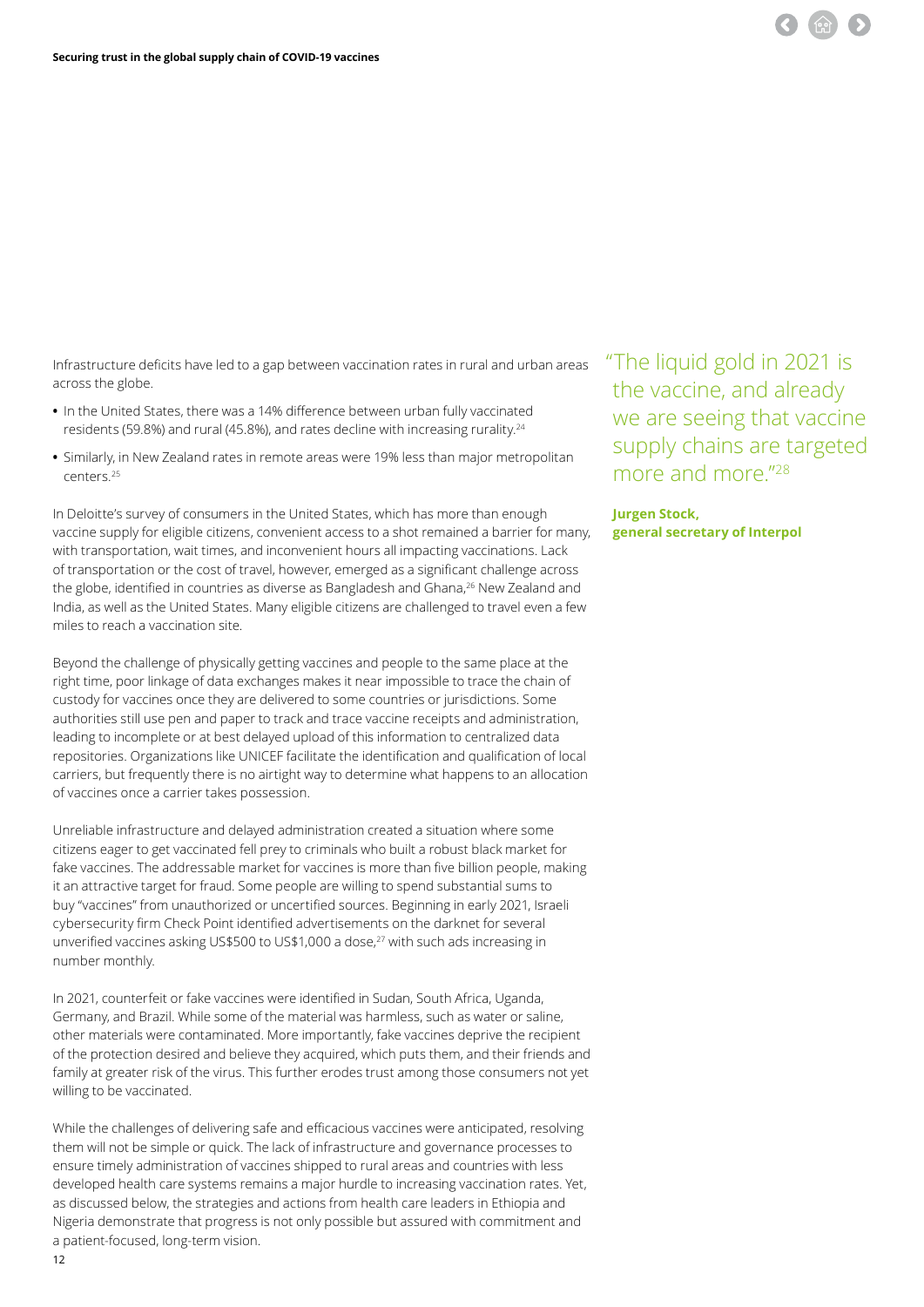Infrastructure deficits have led to a gap between vaccination rates in rural and urban areas across the globe.

- In the United States, there was a 14% difference between urban fully vaccinated residents (59.8%) and rural (45.8%), and rates decline with increasing rurality.[24]
- Similarly, in New Zealand rates in remote areas were 19% less than major metropolitan centers.[25]

In Deloitte's survey of consumers in the United States, which has more than enough vaccine supply for eligible citizens, convenient access to a shot remained a barrier for many, with transportation, wait times, and inconvenient hours all impacting vaccinations. Lack of transportation or the cost of travel, however, emerged as a significant challenge across the globe, identified in countries as diverse as Bangladesh and Ghana,[26] New Zealand and India, as well as the United States. Many eligible citizens are challenged to travel even a few miles to reach a vaccination site.

Beyond the challenge of physically getting vaccines and people to the same place at the right time, poor linkage of data exchanges makes it near impossible to trace the chain of custody for vaccines once they are delivered to some countries or jurisdictions. Some authorities still use pen and paper to track and trace vaccine receipts and administration, leading to incomplete or at best delayed upload of this information to centralized data repositories. Organizations like UNICEF facilitate the identification and qualification of local carriers, but frequently there is no airtight way to determine what happens to an allocation of vaccines once a carrier takes possession.

Unreliable infrastructure and delayed administration created a situation where some citizens eager to get vaccinated fell prey to criminals who built a robust black market for fake vaccines. The addressable market for vaccines is more than five billion people, making it an attractive target for fraud. Some people are willing to spend substantial sums to buy "vaccines" from unauthorized or uncertified sources. Beginning in early 2021, Israeli cybersecurity firm Check Point identified advertisements on the darknet for several unverified vaccines asking US$500 to US$1,000 a dose,[27] with such ads increasing in number monthly.

In 2021, counterfeit or fake vaccines were identified in Sudan, South Africa, Uganda, Germany, and Brazil. While some of the material was harmless, such as water or saline, other materials were contaminated. More importantly, fake vaccines deprive the recipient of the protection desired and believe they acquired, which puts them, and their friends and family at greater risk of the virus. This further erodes trust among those consumers not yet willing to be vaccinated.

While the challenges of delivering safe and efficacious vaccines were anticipated, resolving them will not be simple or quick. The lack of infrastructure and governance processes to ensure timely administration of vaccines shipped to rural areas and countries with less developed health care systems remains a major hurdle to increasing vaccination rates. Yet, as discussed below, the strategies and actions from health care leaders in Ethiopia and Nigeria demonstrate that progress is not only possible but assured with commitment and a patient-focused, long-term vision.

> "The liquid gold in 2021 is the vaccine, and already we are seeing that vaccine supply chains are targeted more and more."[28]
>
> **Jurgen Stock, general secretary of Interpol**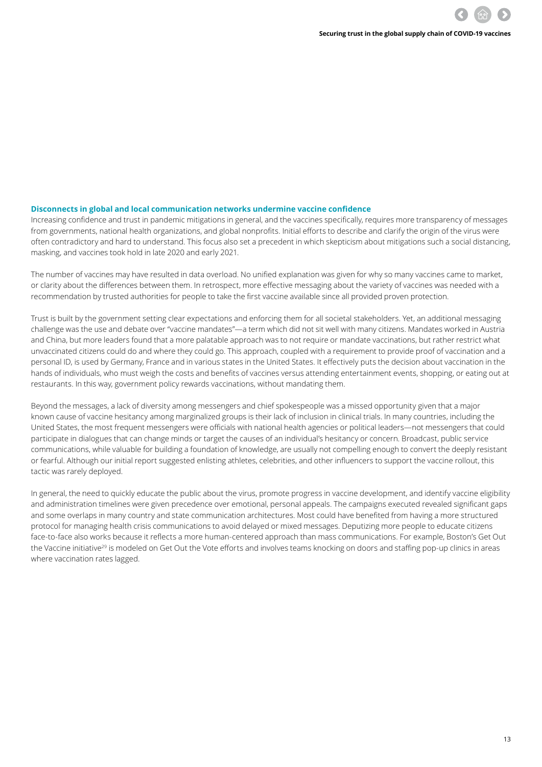### Disconnects in global and local communication networks undermine vaccine confidence

Increasing confidence and trust in pandemic mitigations in general, and the vaccines specifically, requires more transparency of messages from governments, national health organizations, and global nonprofits. Initial efforts to describe and clarify the origin of the virus were often contradictory and hard to understand. This focus also set a precedent in which skepticism about mitigations such a social distancing, masking, and vaccines took hold in late 2020 and early 2021.

The number of vaccines may have resulted in data overload. No unified explanation was given for why so many vaccines came to market, or clarity about the differences between them. In retrospect, more effective messaging about the variety of vaccines was needed with a recommendation by trusted authorities for people to take the first vaccine available since all provided proven protection.

Trust is built by the government setting clear expectations and enforcing them for all societal stakeholders. Yet, an additional messaging challenge was the use and debate over "vaccine mandates"—a term which did not sit well with many citizens. Mandates worked in Austria and China, but more leaders found that a more palatable approach was to not require or mandate vaccinations, but rather restrict what unvaccinated citizens could do and where they could go. This approach, coupled with a requirement to provide proof of vaccination and a personal ID, is used by Germany, France and in various states in the United States. It effectively puts the decision about vaccination in the hands of individuals, who must weigh the costs and benefits of vaccines versus attending entertainment events, shopping, or eating out at restaurants. In this way, government policy rewards vaccinations, without mandating them.

Beyond the messages, a lack of diversity among messengers and chief spokespeople was a missed opportunity given that a major known cause of vaccine hesitancy among marginalized groups is their lack of inclusion in clinical trials. In many countries, including the United States, the most frequent messengers were officials with national health agencies or political leaders—not messengers that could participate in dialogues that can change minds or target the causes of an individual's hesitancy or concern. Broadcast, public service communications, while valuable for building a foundation of knowledge, are usually not compelling enough to convert the deeply resistant or fearful. Although our initial report suggested enlisting athletes, celebrities, and other influencers to support the vaccine rollout, this tactic was rarely deployed.

In general, the need to quickly educate the public about the virus, promote progress in vaccine development, and identify vaccine eligibility and administration timelines were given precedence over emotional, personal appeals. The campaigns executed revealed significant gaps and some overlaps in many country and state communication architectures. Most could have benefited from having a more structured protocol for managing health crisis communications to avoid delayed or mixed messages. Deputizing more people to educate citizens face-to-face also works because it reflects a more human-centered approach than mass communications. For example, Boston's Get Out the Vaccine initiative[29] is modeled on Get Out the Vote efforts and involves teams knocking on doors and staffing pop-up clinics in areas where vaccination rates lagged.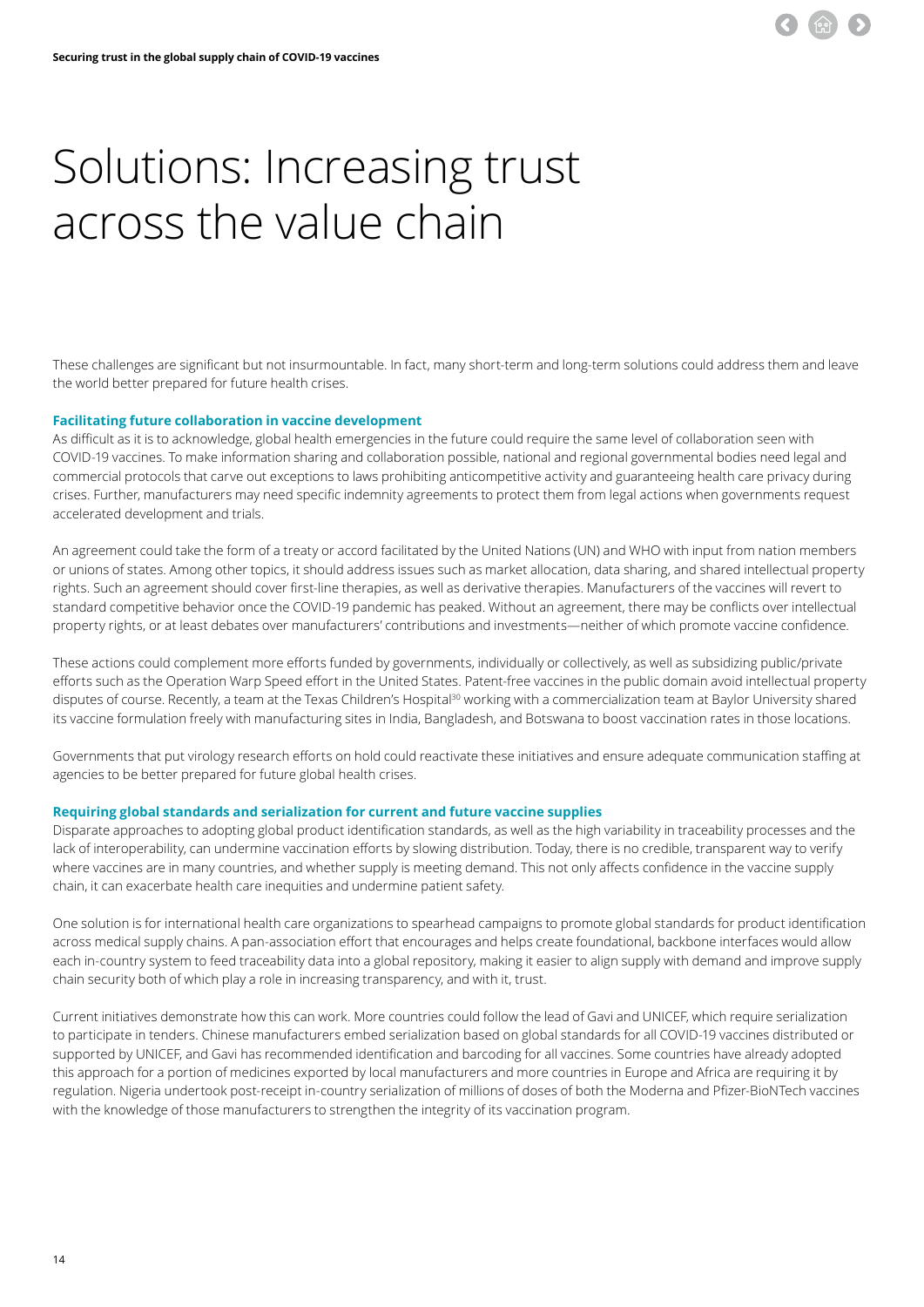# Solutions: Increasing trust across the value chain

These challenges are significant but not insurmountable. In fact, many short-term and long-term solutions could address them and leave the world better prepared for future health crises.

### Facilitating future collaboration in vaccine development

As difficult as it is to acknowledge, global health emergencies in the future could require the same level of collaboration seen with COVID-19 vaccines. To make information sharing and collaboration possible, national and regional governmental bodies need legal and commercial protocols that carve out exceptions to laws prohibiting anticompetitive activity and guaranteeing health care privacy during crises. Further, manufacturers may need specific indemnity agreements to protect them from legal actions when governments request accelerated development and trials.

An agreement could take the form of a treaty or accord facilitated by the United Nations (UN) and WHO with input from nation members or unions of states. Among other topics, it should address issues such as market allocation, data sharing, and shared intellectual property rights. Such an agreement should cover first-line therapies, as well as derivative therapies. Manufacturers of the vaccines will revert to standard competitive behavior once the COVID-19 pandemic has peaked. Without an agreement, there may be conflicts over intellectual property rights, or at least debates over manufacturers' contributions and investments—neither of which promote vaccine confidence.

These actions could complement more efforts funded by governments, individually or collectively, as well as subsidizing public/private efforts such as the Operation Warp Speed effort in the United States. Patent-free vaccines in the public domain avoid intellectual property disputes of course. Recently, a team at the Texas Children's Hospital[30] working with a commercialization team at Baylor University shared its vaccine formulation freely with manufacturing sites in India, Bangladesh, and Botswana to boost vaccination rates in those locations.

Governments that put virology research efforts on hold could reactivate these initiatives and ensure adequate communication staffing at agencies to be better prepared for future global health crises.

### Requiring global standards and serialization for current and future vaccine supplies

Disparate approaches to adopting global product identification standards, as well as the high variability in traceability processes and the lack of interoperability, can undermine vaccination efforts by slowing distribution. Today, there is no credible, transparent way to verify where vaccines are in many countries, and whether supply is meeting demand. This not only affects confidence in the vaccine supply chain, it can exacerbate health care inequities and undermine patient safety.

One solution is for international health care organizations to spearhead campaigns to promote global standards for product identification across medical supply chains. A pan-association effort that encourages and helps create foundational, backbone interfaces would allow each in-country system to feed traceability data into a global repository, making it easier to align supply with demand and improve supply chain security both of which play a role in increasing transparency, and with it, trust.

Current initiatives demonstrate how this can work. More countries could follow the lead of Gavi and UNICEF, which require serialization to participate in tenders. Chinese manufacturers embed serialization based on global standards for all COVID-19 vaccines distributed or supported by UNICEF, and Gavi has recommended identification and barcoding for all vaccines. Some countries have already adopted this approach for a portion of medicines exported by local manufacturers and more countries in Europe and Africa are requiring it by regulation. Nigeria undertook post-receipt in-country serialization of millions of doses of both the Moderna and Pfizer-BioNTech vaccines with the knowledge of those manufacturers to strengthen the integrity of its vaccination program.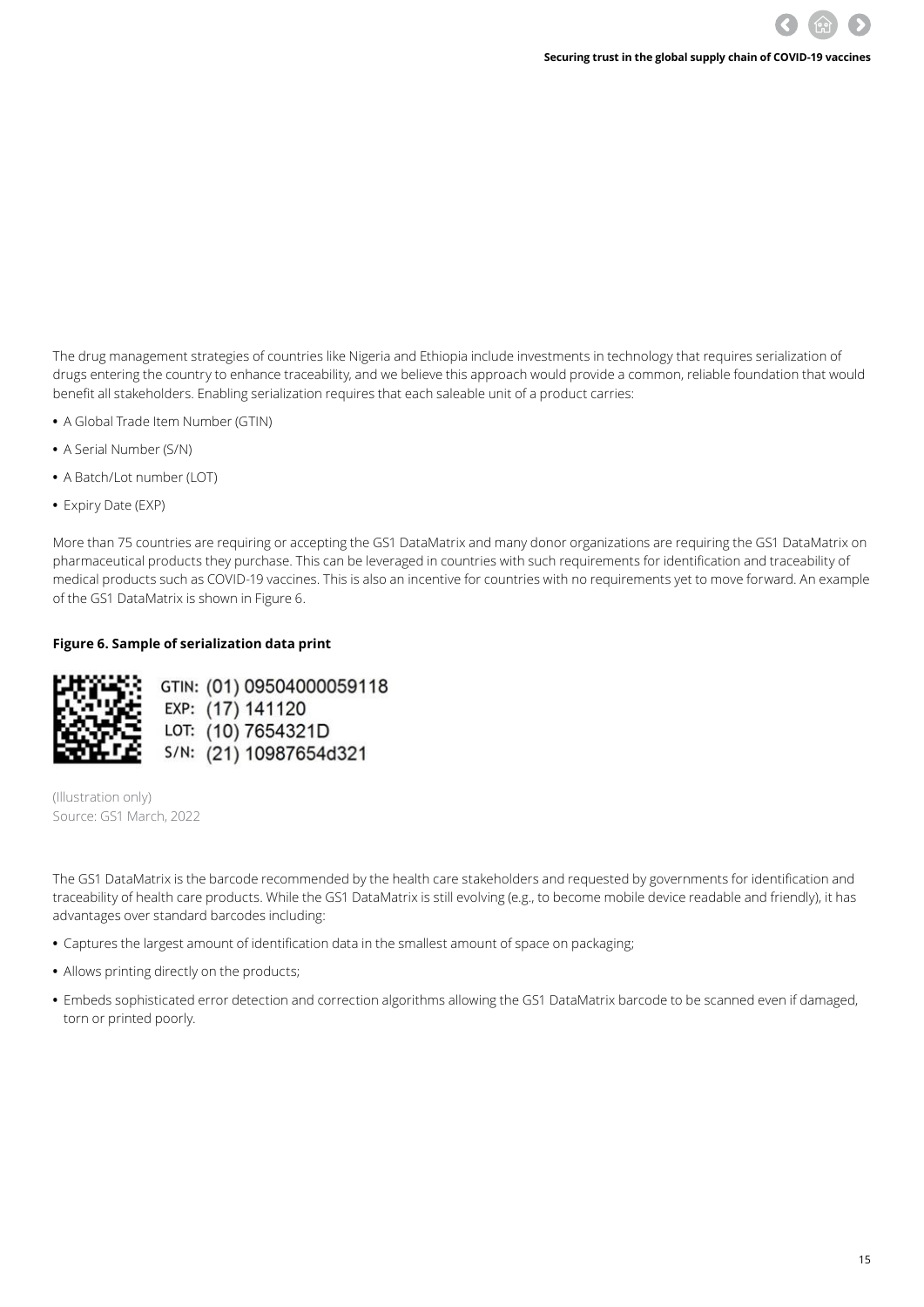The drug management strategies of countries like Nigeria and Ethiopia include investments in technology that requires serialization of drugs entering the country to enhance traceability, and we believe this approach would provide a common, reliable foundation that would benefit all stakeholders. Enabling serialization requires that each saleable unit of a product carries:

- A Global Trade Item Number (GTIN)
- A Serial Number (S/N)
- A Batch/Lot number (LOT)
- Expiry Date (EXP)

More than 75 countries are requiring or accepting the GS1 DataMatrix and many donor organizations are requiring the GS1 DataMatrix on pharmaceutical products they purchase. This can be leveraged in countries with such requirements for identification and traceability of medical products such as COVID-19 vaccines. This is also an incentive for countries with no requirements yet to move forward. An example of the GS1 DataMatrix is shown in Figure 6.

**Figure 6. Sample of serialization data print**

GTIN: (01) 09504000059118
EXP: (17) 141120
LOT: (10) 7654321D
S/N: (21) 10987654d321

(Illustration only)
Source: GS1 March, 2022

The GS1 DataMatrix is the barcode recommended by the health care stakeholders and requested by governments for identification and traceability of health care products. While the GS1 DataMatrix is still evolving (e.g., to become mobile device readable and friendly), it has advantages over standard barcodes including:

- Captures the largest amount of identification data in the smallest amount of space on packaging;
- Allows printing directly on the products;
- Embeds sophisticated error detection and correction algorithms allowing the GS1 DataMatrix barcode to be scanned even if damaged, torn or printed poorly.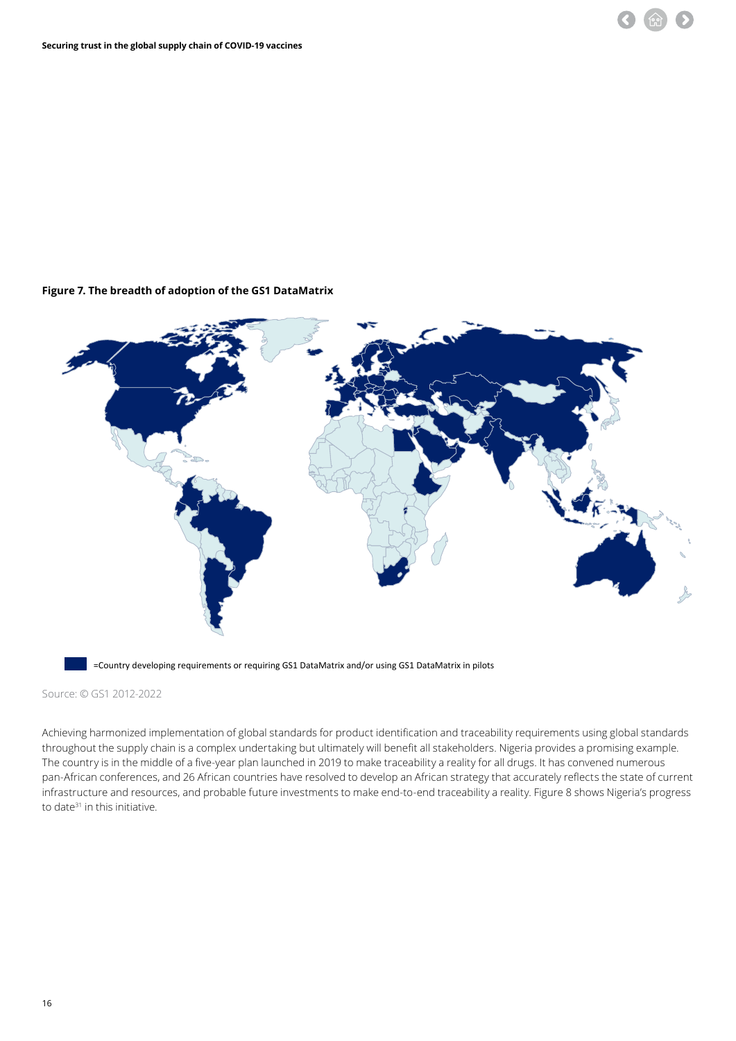**Figure 7. The breadth of adoption of the GS1 DataMatrix**

=Country developing requirements or requiring GS1 DataMatrix and/or using GS1 DataMatrix in pilots

Source: © GS1 2012-2022

Achieving harmonized implementation of global standards for product identification and traceability requirements using global standards throughout the supply chain is a complex undertaking but ultimately will benefit all stakeholders. Nigeria provides a promising example. The country is in the middle of a five-year plan launched in 2019 to make traceability a reality for all drugs. It has convened numerous pan-African conferences, and 26 African countries have resolved to develop an African strategy that accurately reflects the state of current infrastructure and resources, and probable future investments to make end-to-end traceability a reality. Figure 8 shows Nigeria's progress to date[31] in this initiative.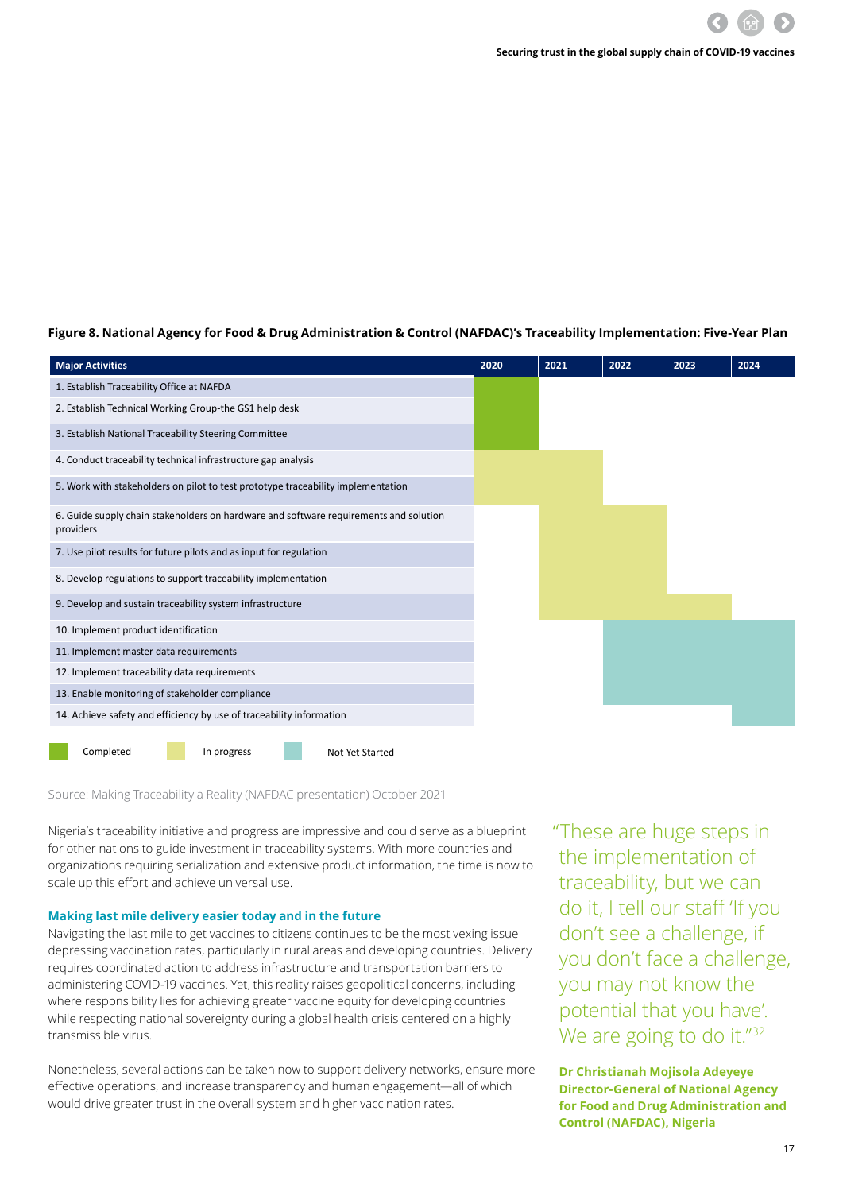**Figure 8. National Agency for Food & Drug Administration & Control (NAFDAC)'s Traceability Implementation: Five-Year Plan**

| Major Activities | 2020 | 2021 | 2022 | 2023 | 2024 |
|---|---|---|---|---|---|
| 1. Establish Traceability Office at NAFDA | Completed | | | | |
| 2. Establish Technical Working Group-the GS1 help desk | Completed | | | | |
| 3. Establish National Traceability Steering Committee | Completed | | | | |
| 4. Conduct traceability technical infrastructure gap analysis | In progress | In progress | | | |
| 5. Work with stakeholders on pilot to test prototype traceability implementation | In progress | In progress | | | |
| 6. Guide supply chain stakeholders on hardware and software requirements and solution providers | | In progress | In progress | | |
| 7. Use pilot results for future pilots and as input for regulation | | In progress | In progress | | |
| 8. Develop regulations to support traceability implementation | | In progress | In progress | | |
| 9. Develop and sustain traceability system infrastructure | | In progress | In progress | In progress | |
| 10. Implement product identification | | | Not Yet Started | Not Yet Started | Not Yet Started |
| 11. Implement master data requirements | | | Not Yet Started | Not Yet Started | Not Yet Started |
| 12. Implement traceability data requirements | | | Not Yet Started | Not Yet Started | Not Yet Started |
| 13. Enable monitoring of stakeholder compliance | | | Not Yet Started | Not Yet Started | Not Yet Started |
| 14. Achieve safety and efficiency by use of traceability information | | | | | Not Yet Started |

Completed | In progress | Not Yet Started

Source: Making Traceability a Reality (NAFDAC presentation) October 2021

Nigeria's traceability initiative and progress are impressive and could serve as a blueprint for other nations to guide investment in traceability systems. With more countries and organizations requiring serialization and extensive product information, the time is now to scale up this effort and achieve universal use.

> "These are huge steps in the implementation of traceability, but we can do it, I tell our staff 'If you don't see a challenge, if you don't face a challenge, you may not know the potential that you have'. We are going to do it."[32]
>
> **Dr Christianah Mojisola Adeyeye**
> **Director-General of National Agency for Food and Drug Administration and Control (NAFDAC), Nigeria**

### Making last mile delivery easier today and in the future

Navigating the last mile to get vaccines to citizens continues to be the most vexing issue depressing vaccination rates, particularly in rural areas and developing countries. Delivery requires coordinated action to address infrastructure and transportation barriers to administering COVID-19 vaccines. Yet, this reality raises geopolitical concerns, including where responsibility lies for achieving greater vaccine equity for developing countries while respecting national sovereignty during a global health crisis centered on a highly transmissible virus.

Nonetheless, several actions can be taken now to support delivery networks, ensure more effective operations, and increase transparency and human engagement—all of which would drive greater trust in the overall system and higher vaccination rates.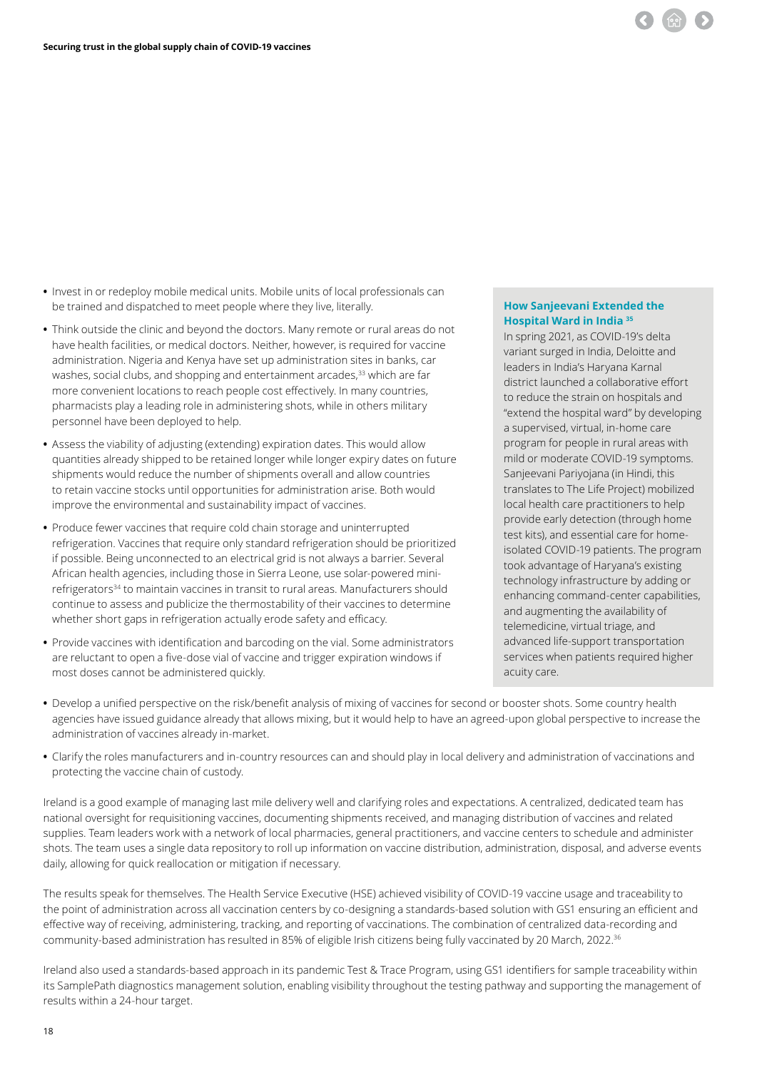- Invest in or redeploy mobile medical units. Mobile units of local professionals can be trained and dispatched to meet people where they live, literally.
- Think outside the clinic and beyond the doctors. Many remote or rural areas do not have health facilities, or medical doctors. Neither, however, is required for vaccine administration. Nigeria and Kenya have set up administration sites in banks, car washes, social clubs, and shopping and entertainment arcades,[33] which are far more convenient locations to reach people cost effectively. In many countries, pharmacists play a leading role in administering shots, while in others military personnel have been deployed to help.
- Assess the viability of adjusting (extending) expiration dates. This would allow quantities already shipped to be retained longer while longer expiry dates on future shipments would reduce the number of shipments overall and allow countries to retain vaccine stocks until opportunities for administration arise. Both would improve the environmental and sustainability impact of vaccines.
- Produce fewer vaccines that require cold chain storage and uninterrupted refrigeration. Vaccines that require only standard refrigeration should be prioritized if possible. Being unconnected to an electrical grid is not always a barrier. Several African health agencies, including those in Sierra Leone, use solar-powered mini-refrigerators[34] to maintain vaccines in transit to rural areas. Manufacturers should continue to assess and publicize the thermostability of their vaccines to determine whether short gaps in refrigeration actually erode safety and efficacy.
- Provide vaccines with identification and barcoding on the vial. Some administrators are reluctant to open a five-dose vial of vaccine and trigger expiration windows if most doses cannot be administered quickly.

### How Sanjeevani Extended the Hospital Ward in India [35]

In spring 2021, as COVID-19's delta variant surged in India, Deloitte and leaders in India's Haryana Karnal district launched a collaborative effort to reduce the strain on hospitals and "extend the hospital ward" by developing a supervised, virtual, in-home care program for people in rural areas with mild or moderate COVID-19 symptoms. Sanjeevani Pariyojana (in Hindi, this translates to The Life Project) mobilized local health care practitioners to help provide early detection (through home test kits), and essential care for home-isolated COVID-19 patients. The program took advantage of Haryana's existing technology infrastructure by adding or enhancing command-center capabilities, and augmenting the availability of telemedicine, virtual triage, and advanced life-support transportation services when patients required higher acuity care.

- Develop a unified perspective on the risk/benefit analysis of mixing of vaccines for second or booster shots. Some country health agencies have issued guidance already that allows mixing, but it would help to have an agreed-upon global perspective to increase the administration of vaccines already in-market.
- Clarify the roles manufacturers and in-country resources can and should play in local delivery and administration of vaccinations and protecting the vaccine chain of custody.

Ireland is a good example of managing last mile delivery well and clarifying roles and expectations. A centralized, dedicated team has national oversight for requisitioning vaccines, documenting shipments received, and managing distribution of vaccines and related supplies. Team leaders work with a network of local pharmacies, general practitioners, and vaccine centers to schedule and administer shots. The team uses a single data repository to roll up information on vaccine distribution, administration, disposal, and adverse events daily, allowing for quick reallocation or mitigation if necessary.

The results speak for themselves. The Health Service Executive (HSE) achieved visibility of COVID-19 vaccine usage and traceability to the point of administration across all vaccination centers by co-designing a standards-based solution with GS1 ensuring an efficient and effective way of receiving, administering, tracking, and reporting of vaccinations. The combination of centralized data-recording and community-based administration has resulted in 85% of eligible Irish citizens being fully vaccinated by 20 March, 2022.[36]

Ireland also used a standards-based approach in its pandemic Test & Trace Program, using GS1 identifiers for sample traceability within its SamplePath diagnostics management solution, enabling visibility throughout the testing pathway and supporting the management of results within a 24-hour target.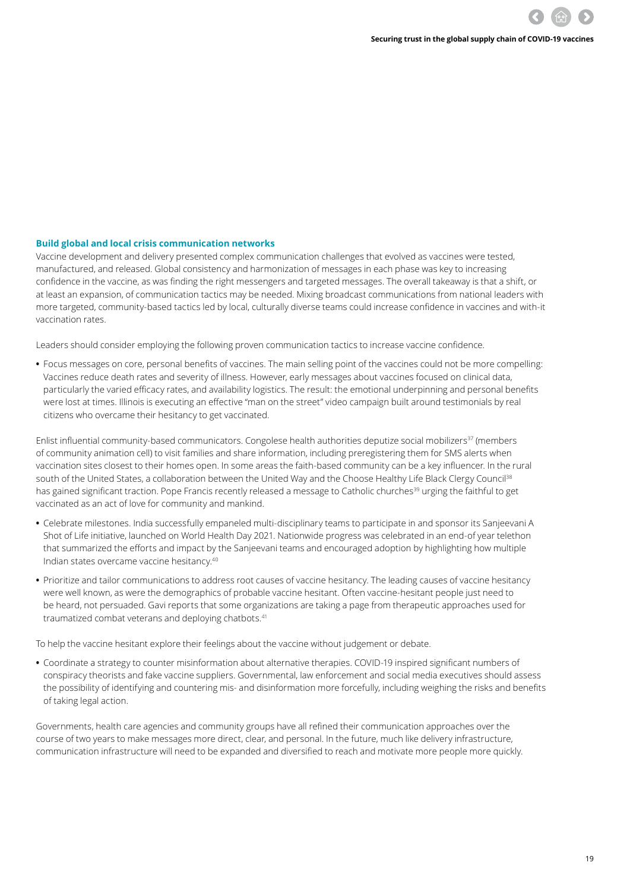### Build global and local crisis communication networks

Vaccine development and delivery presented complex communication challenges that evolved as vaccines were tested, manufactured, and released. Global consistency and harmonization of messages in each phase was key to increasing confidence in the vaccine, as was finding the right messengers and targeted messages. The overall takeaway is that a shift, or at least an expansion, of communication tactics may be needed. Mixing broadcast communications from national leaders with more targeted, community-based tactics led by local, culturally diverse teams could increase confidence in vaccines and with-it vaccination rates.

Leaders should consider employing the following proven communication tactics to increase vaccine confidence.

- Focus messages on core, personal benefits of vaccines. The main selling point of the vaccines could not be more compelling: Vaccines reduce death rates and severity of illness. However, early messages about vaccines focused on clinical data, particularly the varied efficacy rates, and availability logistics. The result: the emotional underpinning and personal benefits were lost at times. Illinois is executing an effective "man on the street" video campaign built around testimonials by real citizens who overcame their hesitancy to get vaccinated.

Enlist influential community-based communicators. Congolese health authorities deputize social mobilizers[37] (members of community animation cell) to visit families and share information, including preregistering them for SMS alerts when vaccination sites closest to their homes open. In some areas the faith-based community can be a key influencer. In the rural south of the United States, a collaboration between the United Way and the Choose Healthy Life Black Clergy Council[38] has gained significant traction. Pope Francis recently released a message to Catholic churches[39] urging the faithful to get vaccinated as an act of love for community and mankind.

- Celebrate milestones. India successfully empaneled multi-disciplinary teams to participate in and sponsor its Sanjeevani A Shot of Life initiative, launched on World Health Day 2021. Nationwide progress was celebrated in an end-of year telethon that summarized the efforts and impact by the Sanjeevani teams and encouraged adoption by highlighting how multiple Indian states overcame vaccine hesitancy.[40]

- Prioritize and tailor communications to address root causes of vaccine hesitancy. The leading causes of vaccine hesitancy were well known, as were the demographics of probable vaccine hesitant. Often vaccine-hesitant people just need to be heard, not persuaded. Gavi reports that some organizations are taking a page from therapeutic approaches used for traumatized combat veterans and deploying chatbots.[41]

To help the vaccine hesitant explore their feelings about the vaccine without judgement or debate.

- Coordinate a strategy to counter misinformation about alternative therapies. COVID-19 inspired significant numbers of conspiracy theorists and fake vaccine suppliers. Governmental, law enforcement and social media executives should assess the possibility of identifying and countering mis- and disinformation more forcefully, including weighing the risks and benefits of taking legal action.

Governments, health care agencies and community groups have all refined their communication approaches over the course of two years to make messages more direct, clear, and personal. In the future, much like delivery infrastructure, communication infrastructure will need to be expanded and diversified to reach and motivate more people more quickly.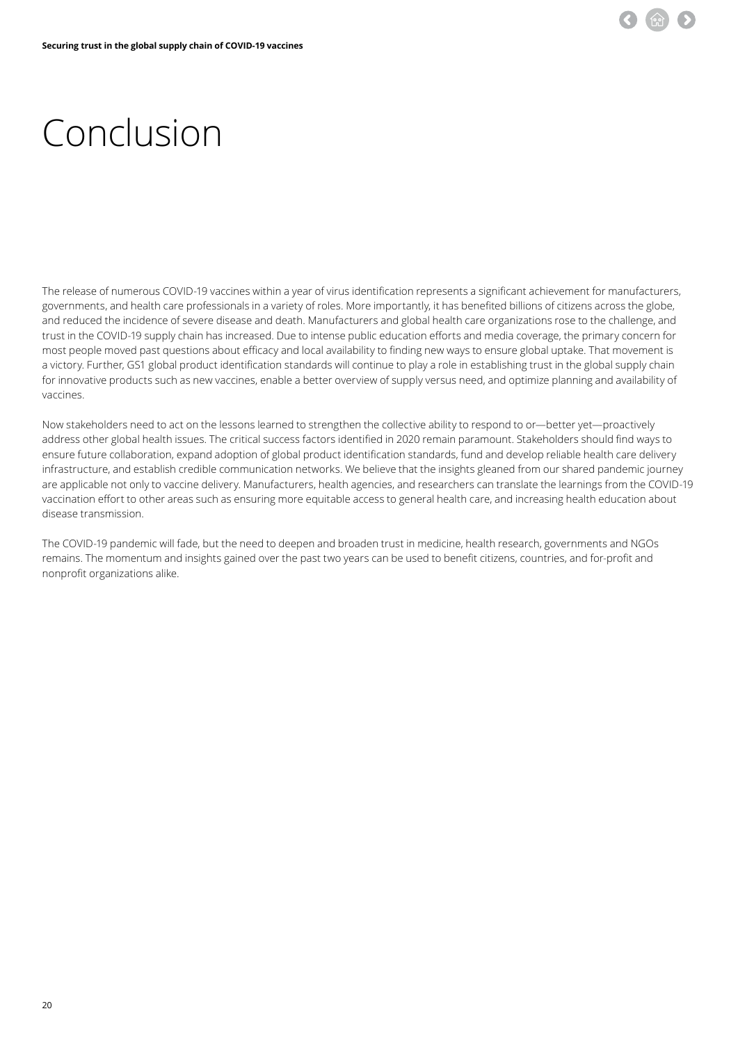# Conclusion

The release of numerous COVID-19 vaccines within a year of virus identification represents a significant achievement for manufacturers, governments, and health care professionals in a variety of roles. More importantly, it has benefited billions of citizens across the globe, and reduced the incidence of severe disease and death. Manufacturers and global health care organizations rose to the challenge, and trust in the COVID-19 supply chain has increased. Due to intense public education efforts and media coverage, the primary concern for most people moved past questions about efficacy and local availability to finding new ways to ensure global uptake. That movement is a victory. Further, GS1 global product identification standards will continue to play a role in establishing trust in the global supply chain for innovative products such as new vaccines, enable a better overview of supply versus need, and optimize planning and availability of vaccines.

Now stakeholders need to act on the lessons learned to strengthen the collective ability to respond to or—better yet—proactively address other global health issues. The critical success factors identified in 2020 remain paramount. Stakeholders should find ways to ensure future collaboration, expand adoption of global product identification standards, fund and develop reliable health care delivery infrastructure, and establish credible communication networks. We believe that the insights gleaned from our shared pandemic journey are applicable not only to vaccine delivery. Manufacturers, health agencies, and researchers can translate the learnings from the COVID-19 vaccination effort to other areas such as ensuring more equitable access to general health care, and increasing health education about disease transmission.

The COVID-19 pandemic will fade, but the need to deepen and broaden trust in medicine, health research, governments and NGOs remains. The momentum and insights gained over the past two years can be used to benefit citizens, countries, and for-profit and nonprofit organizations alike.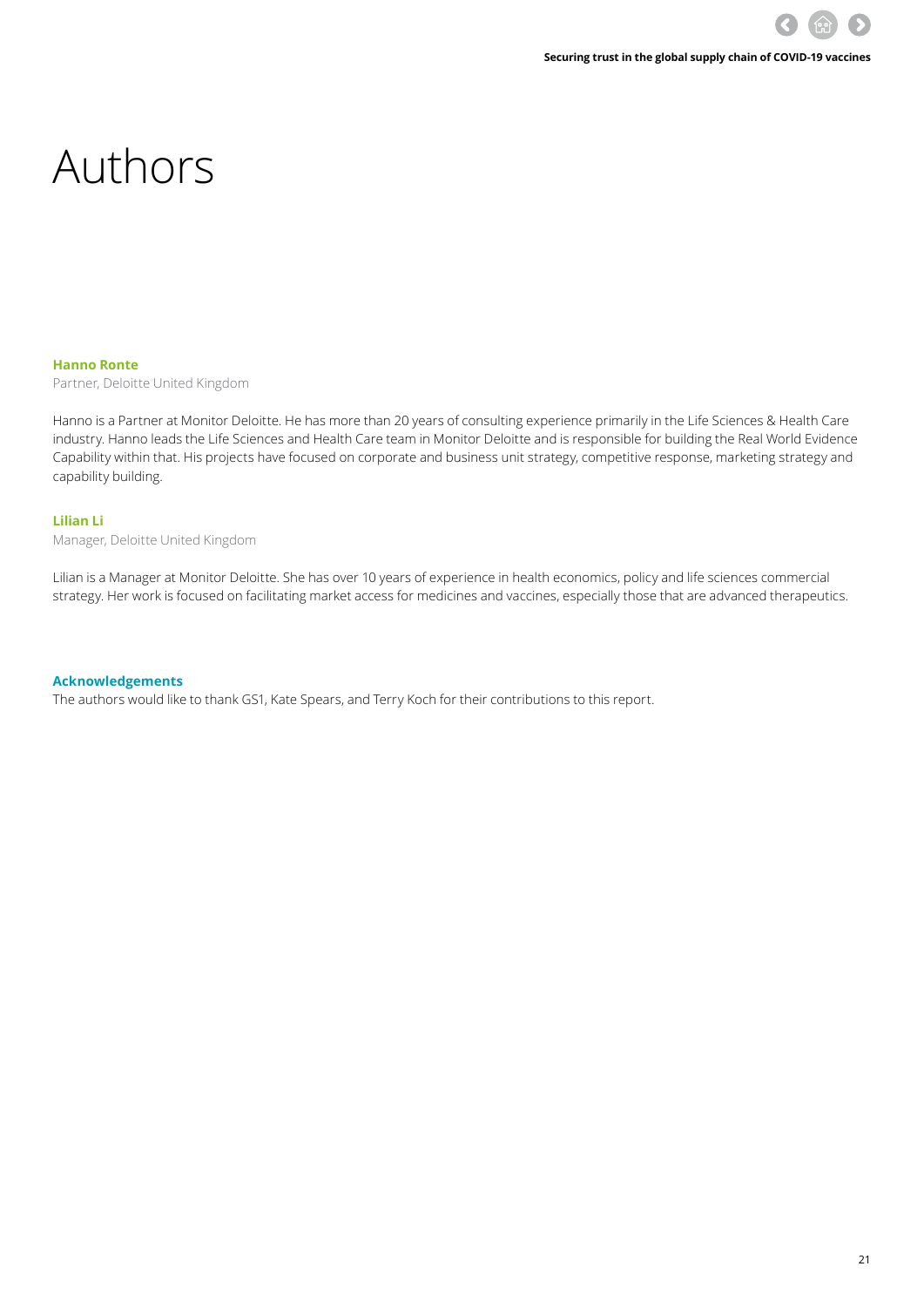# Authors

**Hanno Ronte**
Partner, Deloitte United Kingdom

Hanno is a Partner at Monitor Deloitte. He has more than 20 years of consulting experience primarily in the Life Sciences & Health Care industry. Hanno leads the Life Sciences and Health Care team in Monitor Deloitte and is responsible for building the Real World Evidence Capability within that. His projects have focused on corporate and business unit strategy, competitive response, marketing strategy and capability building.

**Lilian Li**
Manager, Deloitte United Kingdom

Lilian is a Manager at Monitor Deloitte. She has over 10 years of experience in health economics, policy and life sciences commercial strategy. Her work is focused on facilitating market access for medicines and vaccines, especially those that are advanced therapeutics.

**Acknowledgements**

The authors would like to thank GS1, Kate Spears, and Terry Koch for their contributions to this report.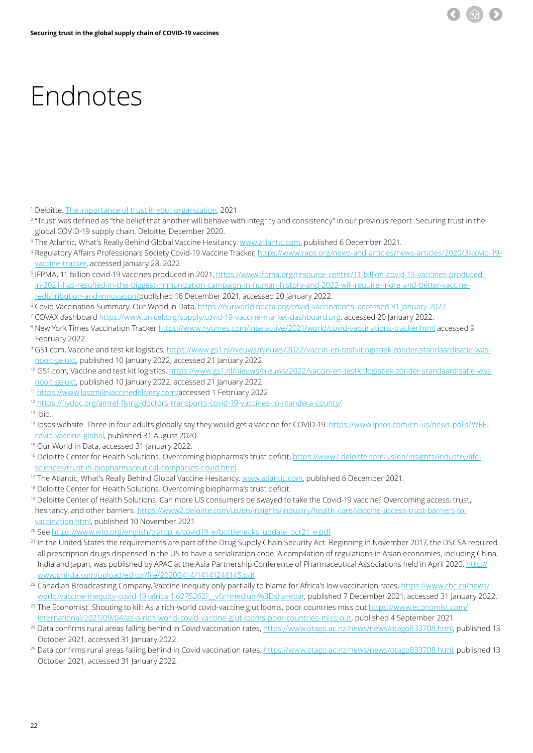# Endnotes

[1] Deloitte. The importance of trust in your organization. 2021

[2] "Trust' was defined as "the belief that another will behave with integrity and consistency" in our previous report: Securing trust in the global COVID-19 supply chain. Deloitte, December 2020.

[3] The Atlantic, What's Really Behind Global Vaccine Hesitancy. www.atlantic.com, published 6 December 2021.

[4] Regulatory Affairs Professionals Society Covid-19 Vaccine Tracker, https://www.raps.org/news-and-articles/news-articles/2020/3/covid-19-vaccine-tracker, accessed January 28, 2022.

[5] IFPMA, 11 billion covid-19 vaccines produced in 2021, https://www.ifpma.org/resource-centre/11-billion-covid-19-vaccines-produced-in-2021-has-resulted-in-the-biggest-immunization-campaign-in-human-history-and-2022-will-require-more-and-better-vaccine-redistribution-and-innovation/published 16 December 2021, accessed 20 January 2022.

[6] Covid Vaccination Summary, Our World in Data, https://ourworldindata.org/covid-vaccinations, accessed 31 January 2022.

[7] COVAX dashboard https://www.unicef.org/supply/covid-19-vaccine-market-dashboard.org. accessed 20 January 2022.

[8] New York Times Vaccination Tracker https://www.nytimes.com/interactive/2021/world/covid-vaccinations-tracker.html accessed 9 February 2022.

[9] GS1.com, Vaccine and test kit logistics, https://www.gs1.nl/nieuws/nieuws/2022/vaccin-en-testkitlogistiek-zonder-standaardisatie-was-nooit-gelukt, published 10 January 2022, accessed 21 January 2022.

[10] GS1.com, Vaccine and test kit logistics, https://www.gs1.nl/nieuws/nieuws/2022/vaccin-en-testkitlogistiek-zonder-standaardisatie-was-nooit-gelukt, published 10 January 2022, accessed 21 January 2022.

[11] https://www.lastmilevaccinedelivery.com/accessed 1 February 2022.

[12] https://flydoc.org/amref-flying-doctors-transports-covid-19-vaccines-to-mandera-county/

[13] Ibid.

[14] Ipsos website. Three in four adults globally say they would get a vaccine for COVID-19. https://www.ipsos.com/en-us/news-polls/WEF-covid-vaccine-global, published 31 August 2020.

[15] Our World in Data, accessed 31 January 2022.

[16] Deloitte Center for Health Solutions. Overcoming biopharma's trust deficit, https://www2.deloitte.com/us/en/insights/industry/life-sciences/trust-in-biopharmaceutical-companies-covid.html

[17] The Atlantic, What's Really Behind Global Vaccine Hesitancy. www.atlantic.com, published 6 December 2021.

[18] Deloitte Center for Health Solutions. Overcoming biopharma's trust deficit.

[19] Deloitte Center of Health Solutions. Can more US consumers be swayed to take the Covid-19 vaccine? Overcoming access, trust, hesitancy, and other barriers. https://www2.deloitte.com/us/en/insights/industry/health-care/vaccine-access-trust-barriers-to-vaccination.html, published 10 November 2021

[20] See https://www.wto.org/english/tratop_e/covid19_e/bottlenecks_update_oct21_e.pdf

[21] In the United States the requirements are part of the Drug Supply Chain Security Act. Beginning in November 2017, the DSCSA required all prescription drugs dispensed in the US to have a serialization code. A compilation of regulations in Asian economies, including China, India and Japan, was published by APAC at the Asia Partnership Conference of Pharmaceutical Associations held in April 2020. http://www.phirda.com/upload/editor/file/20200414/14141246145.pdf

[22] Canadian Broadcasting Company, Vaccine inequity only partially to blame for Africa's low vaccination rates, https://www.cbc.ca/news/world/vaccine-inequity-covid-19-africa-1.6275262?__vfz=medium%3Dsharebar, published 7 December 2021, accessed 31 January 2022.

[23] The Economist. Shooting to kill: As a rich-world covid-vaccine glut looms, poor countries miss out https://www.economist.com/international/2021/09/04/as-a-rich-world-covid-vaccine-glut-looms-poor-countries-miss-out, published 4 September 2021.

[24] Data confirms rural areas falling behind in Covid vaccination rates, https://www.otago.ac.nz/news/news/otago833708.html, published 13 October 2021, accessed 31 January 2022.

[25] Data confirms rural areas falling behind in Covid vaccination rates, https://www.otago.ac.nz/news/news/otago833708.html, published 13 October 2021, accessed 31 January 2022.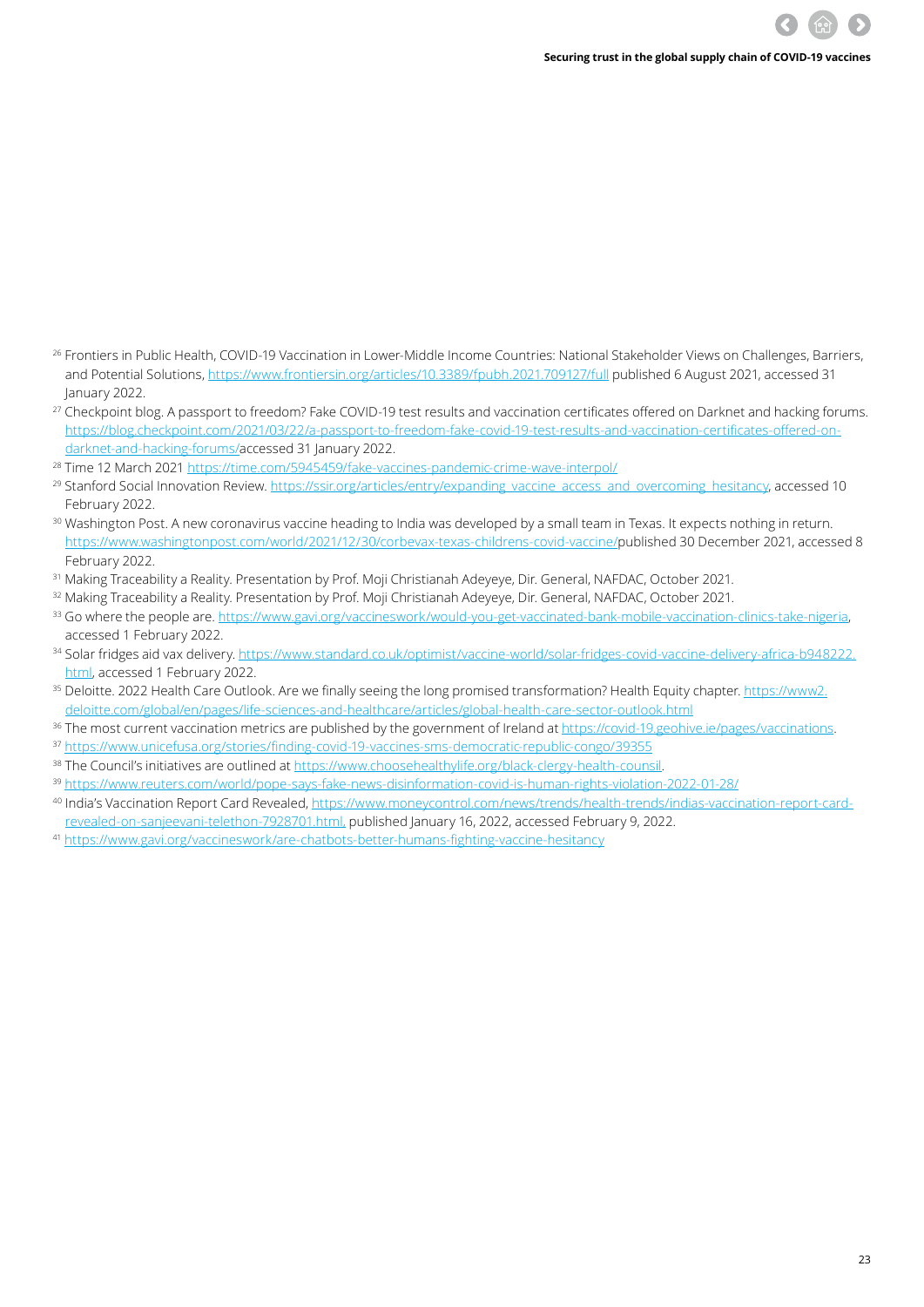[26] Frontiers in Public Health, COVID-19 Vaccination in Lower-Middle Income Countries: National Stakeholder Views on Challenges, Barriers, and Potential Solutions, https://www.frontiersin.org/articles/10.3389/fpubh.2021.709127/full published 6 August 2021, accessed 31 January 2022.

[27] Checkpoint blog. A passport to freedom? Fake COVID-19 test results and vaccination certificates offered on Darknet and hacking forums. https://blog.checkpoint.com/2021/03/22/a-passport-to-freedom-fake-covid-19-test-results-and-vaccination-certificates-offered-on-darknet-and-hacking-forums/accessed 31 January 2022.

[28] Time 12 March 2021 https://time.com/5945459/fake-vaccines-pandemic-crime-wave-interpol/

[29] Stanford Social Innovation Review. https://ssir.org/articles/entry/expanding_vaccine_access_and_overcoming_hesitancy, accessed 10 February 2022.

[30] Washington Post. A new coronavirus vaccine heading to India was developed by a small team in Texas. It expects nothing in return. https://www.washingtonpost.com/world/2021/12/30/corbevax-texas-childrens-covid-vaccine/published 30 December 2021, accessed 8 February 2022.

[31] Making Traceability a Reality. Presentation by Prof. Moji Christianah Adeyeye, Dir. General, NAFDAC, October 2021.

[32] Making Traceability a Reality. Presentation by Prof. Moji Christianah Adeyeye, Dir. General, NAFDAC, October 2021.

[33] Go where the people are. https://www.gavi.org/vaccineswork/would-you-get-vaccinated-bank-mobile-vaccination-clinics-take-nigeria, accessed 1 February 2022.

[34] Solar fridges aid vax delivery. https://www.standard.co.uk/optimist/vaccine-world/solar-fridges-covid-vaccine-delivery-africa-b948222.html, accessed 1 February 2022.

[35] Deloitte. 2022 Health Care Outlook. Are we finally seeing the long promised transformation? Health Equity chapter. https://www2.deloitte.com/global/en/pages/life-sciences-and-healthcare/articles/global-health-care-sector-outlook.html

[36] The most current vaccination metrics are published by the government of Ireland at https://covid-19.geohive.ie/pages/vaccinations.

[37] https://www.unicefusa.org/stories/finding-covid-19-vaccines-sms-democratic-republic-congo/39355

[38] The Council's initiatives are outlined at https://www.choosehealthylife.org/black-clergy-health-counsil.

[39] https://www.reuters.com/world/pope-says-fake-news-disinformation-covid-is-human-rights-violation-2022-01-28/

[40] India's Vaccination Report Card Revealed, https://www.moneycontrol.com/news/trends/health-trends/indias-vaccination-report-card-revealed-on-sanjeevani-telethon-7928701.html, published January 16, 2022, accessed February 9, 2022.

[41] https://www.gavi.org/vaccineswork/are-chatbots-better-humans-fighting-vaccine-hesitancy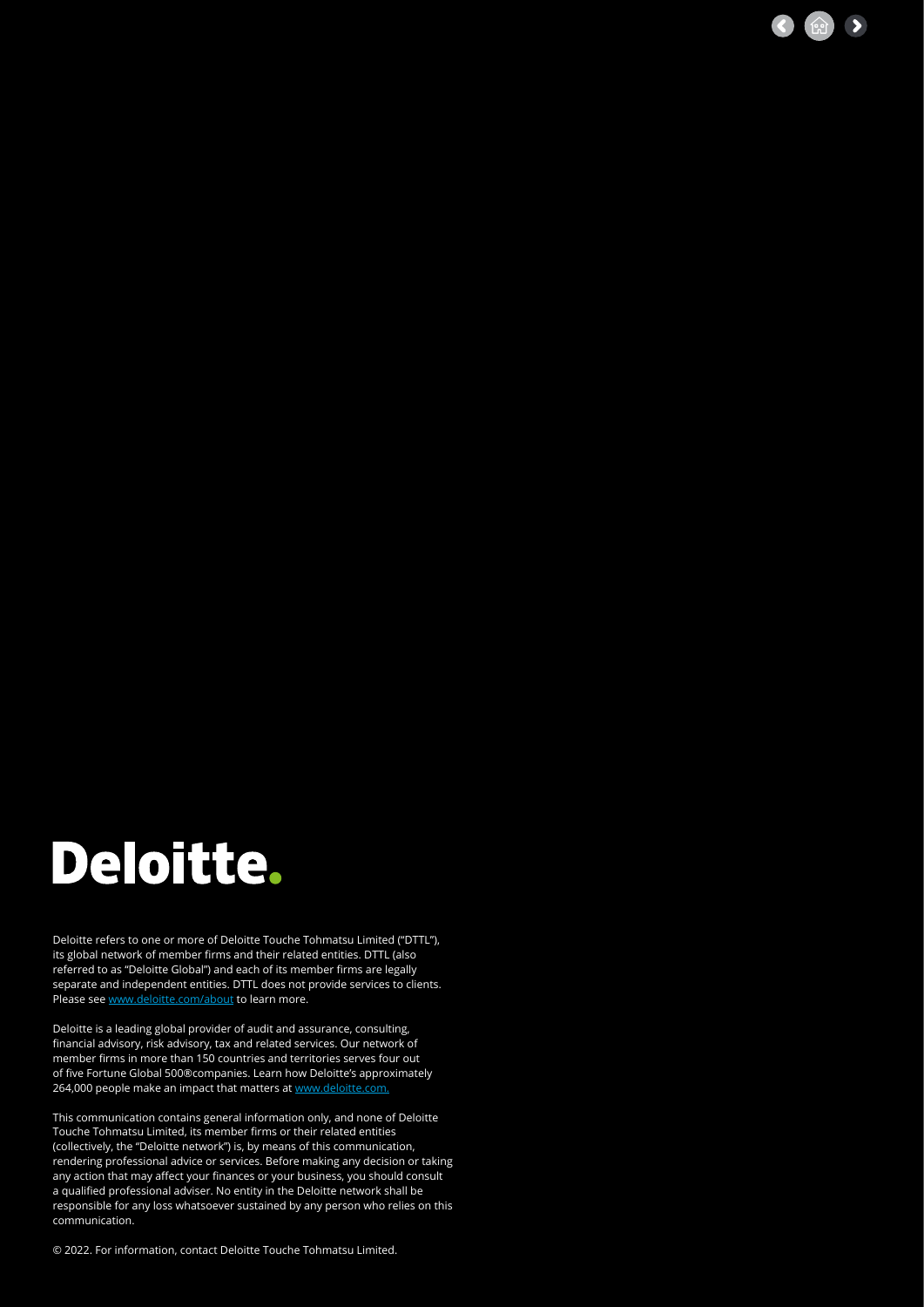Deloitte.

Deloitte refers to one or more of Deloitte Touche Tohmatsu Limited ("DTTL"), its global network of member firms and their related entities. DTTL (also referred to as "Deloitte Global") and each of its member firms are legally separate and independent entities. DTTL does not provide services to clients. Please see www.deloitte.com/about to learn more.

Deloitte is a leading global provider of audit and assurance, consulting, financial advisory, risk advisory, tax and related services. Our network of member firms in more than 150 countries and territories serves four out of five Fortune Global 500®companies. Learn how Deloitte's approximately 264,000 people make an impact that matters at www.deloitte.com.

This communication contains general information only, and none of Deloitte Touche Tohmatsu Limited, its member firms or their related entities (collectively, the "Deloitte network") is, by means of this communication, rendering professional advice or services. Before making any decision or taking any action that may affect your finances or your business, you should consult a qualified professional adviser. No entity in the Deloitte network shall be responsible for any loss whatsoever sustained by any person who relies on this communication.

© 2022. For information, contact Deloitte Touche Tohmatsu Limited.